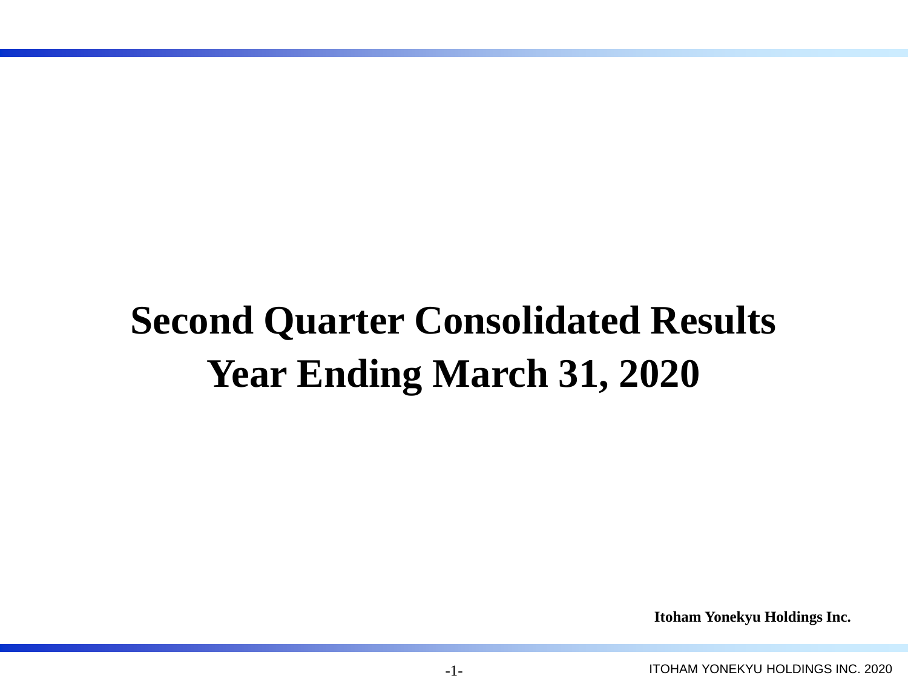# Second Quarter Consolidated Results
# Year Ending March 31, 2020

**Itoham Yonekyu Holdings Inc.**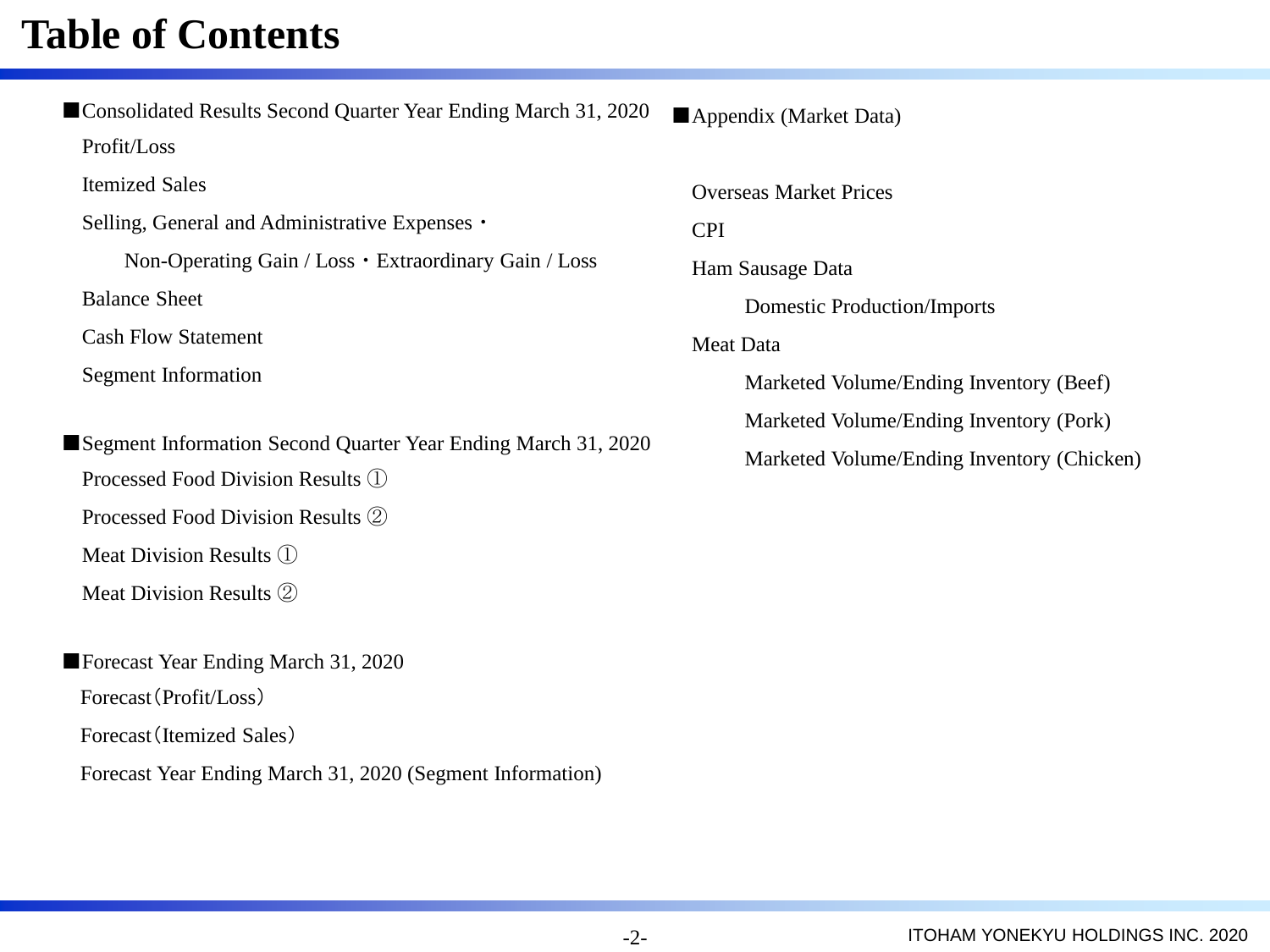# Table of Contents

■Consolidated Results Second Quarter Year Ending March 31, 2020

- Profit/Loss
- Itemized Sales
- Selling, General and Administrative Expenses・
  - Non-Operating Gain / Loss・Extraordinary Gain / Loss
- Balance Sheet
- Cash Flow Statement
- Segment Information

■Segment Information Second Quarter Year Ending March 31, 2020

- Processed Food Division Results ①
- Processed Food Division Results ②
- Meat Division Results ①
- Meat Division Results ②

■Forecast Year Ending March 31, 2020

- Forecast（Profit/Loss）
- Forecast（Itemized Sales）
- Forecast Year Ending March 31, 2020 (Segment Information)

■Appendix (Market Data)

- Overseas Market Prices
- CPI
- Ham Sausage Data
  - Domestic Production/Imports
- Meat Data
  - Marketed Volume/Ending Inventory (Beef)
  - Marketed Volume/Ending Inventory (Pork)
  - Marketed Volume/Ending Inventory (Chicken)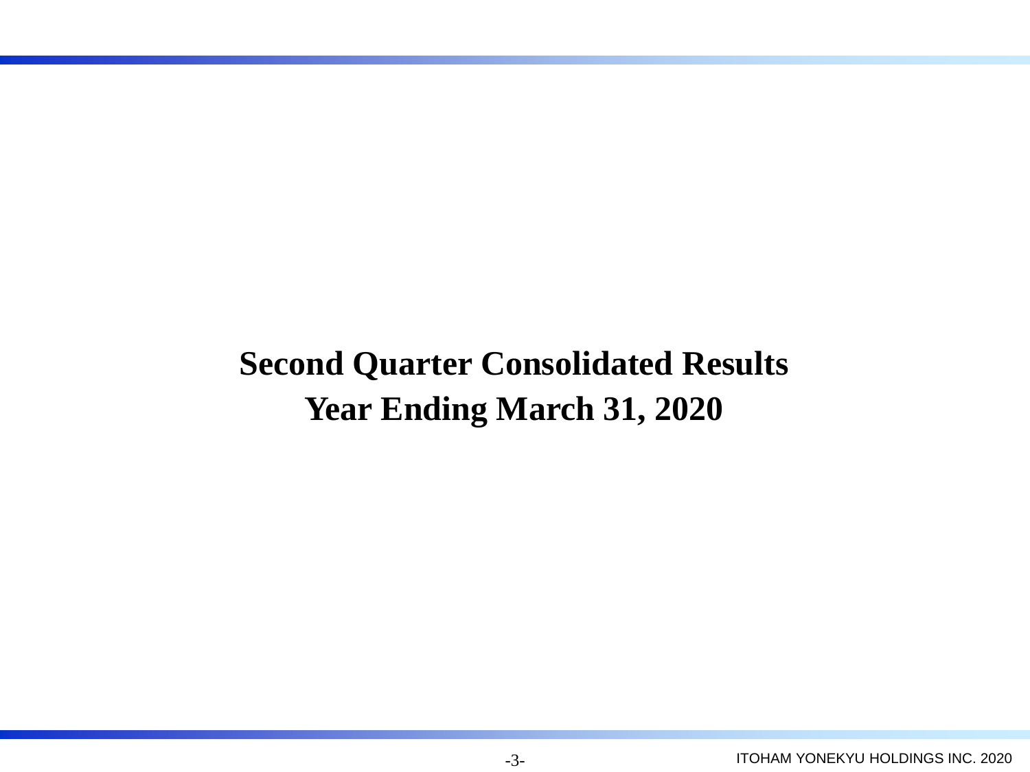# Second Quarter Consolidated Results
# Year Ending March 31, 2020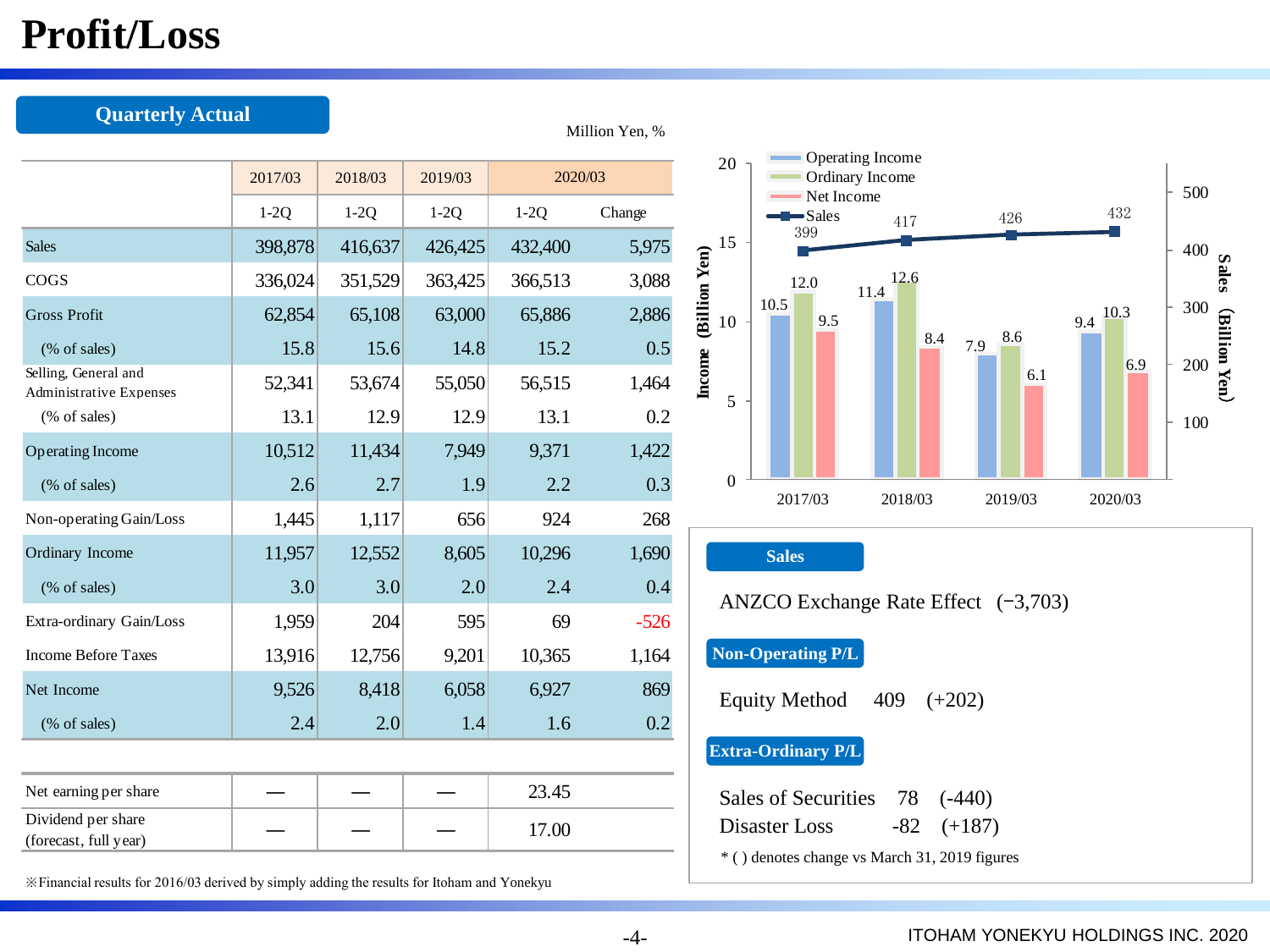# Profit/Loss

## Quarterly Actual

Million Yen, %

| | 2017/03 | 2018/03 | 2019/03 | 2020/03 | |
|---|---|---|---|---|---|
| | 1-2Q | 1-2Q | 1-2Q | 1-2Q | Change |
| Sales | 398,878 | 416,637 | 426,425 | 432,400 | 5,975 |
| COGS | 336,024 | 351,529 | 363,425 | 366,513 | 3,088 |
| Gross Profit | 62,854 | 65,108 | 63,000 | 65,886 | 2,886 |
| (% of sales) | 15.8 | 15.6 | 14.8 | 15.2 | 0.5 |
| Selling, General and Administrative Expenses | 52,341 | 53,674 | 55,050 | 56,515 | 1,464 |
| (% of sales) | 13.1 | 12.9 | 12.9 | 13.1 | 0.2 |
| Operating Income | 10,512 | 11,434 | 7,949 | 9,371 | 1,422 |
| (% of sales) | 2.6 | 2.7 | 1.9 | 2.2 | 0.3 |
| Non-operating Gain/Loss | 1,445 | 1,117 | 656 | 924 | 268 |
| Ordinary Income | 11,957 | 12,552 | 8,605 | 10,296 | 1,690 |
| (% of sales) | 3.0 | 3.0 | 2.0 | 2.4 | 0.4 |
| Extra-ordinary Gain/Loss | 1,959 | 204 | 595 | 69 | -526 |
| Income Before Taxes | 13,916 | 12,756 | 9,201 | 10,365 | 1,164 |
| Net Income | 9,526 | 8,418 | 6,058 | 6,927 | 869 |
| (% of sales) | 2.4 | 2.0 | 1.4 | 1.6 | 0.2 |

| | | | | |
|---|---|---|---|---|
| Net earning per share | — | — | — | 23.45 |
| Dividend per share (forecast, full year) | — | — | — | 17.00 |

※Financial results for 2016/03 derived by simply adding the results for Itoham and Yonekyu

| | 2017/03 | 2018/03 | 2019/03 | 2020/03 |
|---|---|---|---|---|
| Operating Income (Billion Yen) | 10.5 | 11.4 | 7.9 | 9.4 |
| Ordinary Income (Billion Yen) | 12.0 | 12.6 | 8.6 | 10.3 |
| Net Income (Billion Yen) | 9.5 | 8.4 | 6.1 | 6.9 |
| Sales (Billion Yen) | 399 | 417 | 426 | 432 |

### Sales

ANZCO Exchange Rate Effect (−3,703)

### Non-Operating P/L

Equity Method 409 (+202)

### Extra-Ordinary P/L

Sales of Securities 78 (-440)
Disaster Loss -82 (+187)

* ( ) denotes change vs March 31, 2019 figures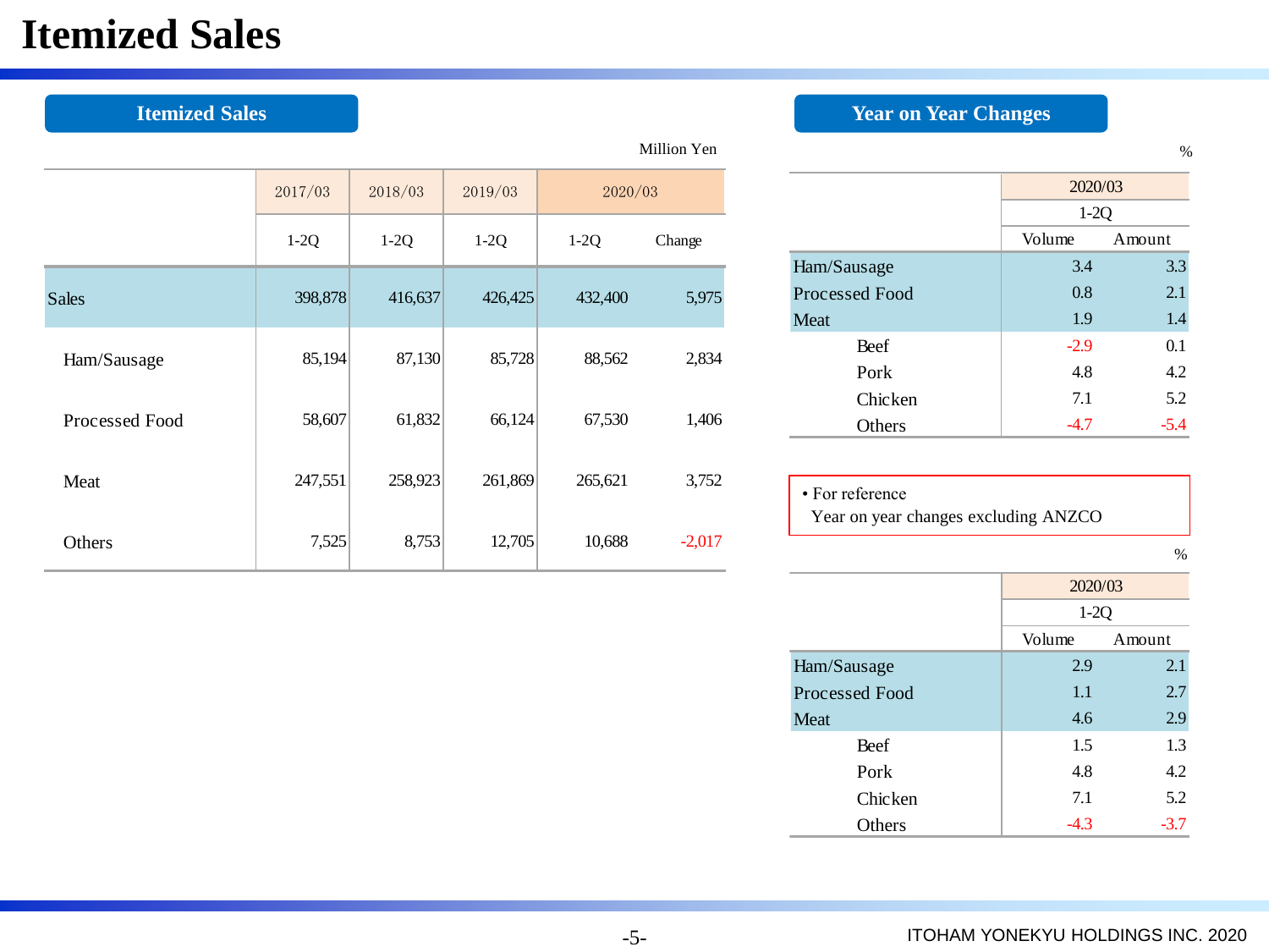# Itemized Sales

## Itemized Sales

Million Yen

| | 2017/03 | 2018/03 | 2019/03 | 2020/03 | |
|---|---|---|---|---|---|
| | 1-2Q | 1-2Q | 1-2Q | 1-2Q | Change |
| Sales | 398,878 | 416,637 | 426,425 | 432,400 | 5,975 |
| Ham/Sausage | 85,194 | 87,130 | 85,728 | 88,562 | 2,834 |
| Processed Food | 58,607 | 61,832 | 66,124 | 67,530 | 1,406 |
| Meat | 247,551 | 258,923 | 261,869 | 265,621 | 3,752 |
| Others | 7,525 | 8,753 | 12,705 | 10,688 | -2,017 |

## Year on Year Changes

%

| | 2020/03 | |
|---|---|---|
| | 1-2Q | |
| | Volume | Amount |
| Ham/Sausage | 3.4 | 3.3 |
| Processed Food | 0.8 | 2.1 |
| Meat | 1.9 | 1.4 |
| Beef | -2.9 | 0.1 |
| Pork | 4.8 | 4.2 |
| Chicken | 7.1 | 5.2 |
| Others | -4.7 | -5.4 |

- For reference
  Year on year changes excluding ANZCO

%

| | 2020/03 | |
|---|---|---|
| | 1-2Q | |
| | Volume | Amount |
| Ham/Sausage | 2.9 | 2.1 |
| Processed Food | 1.1 | 2.7 |
| Meat | 4.6 | 2.9 |
| Beef | 1.5 | 1.3 |
| Pork | 4.8 | 4.2 |
| Chicken | 7.1 | 5.2 |
| Others | -4.3 | -3.7 |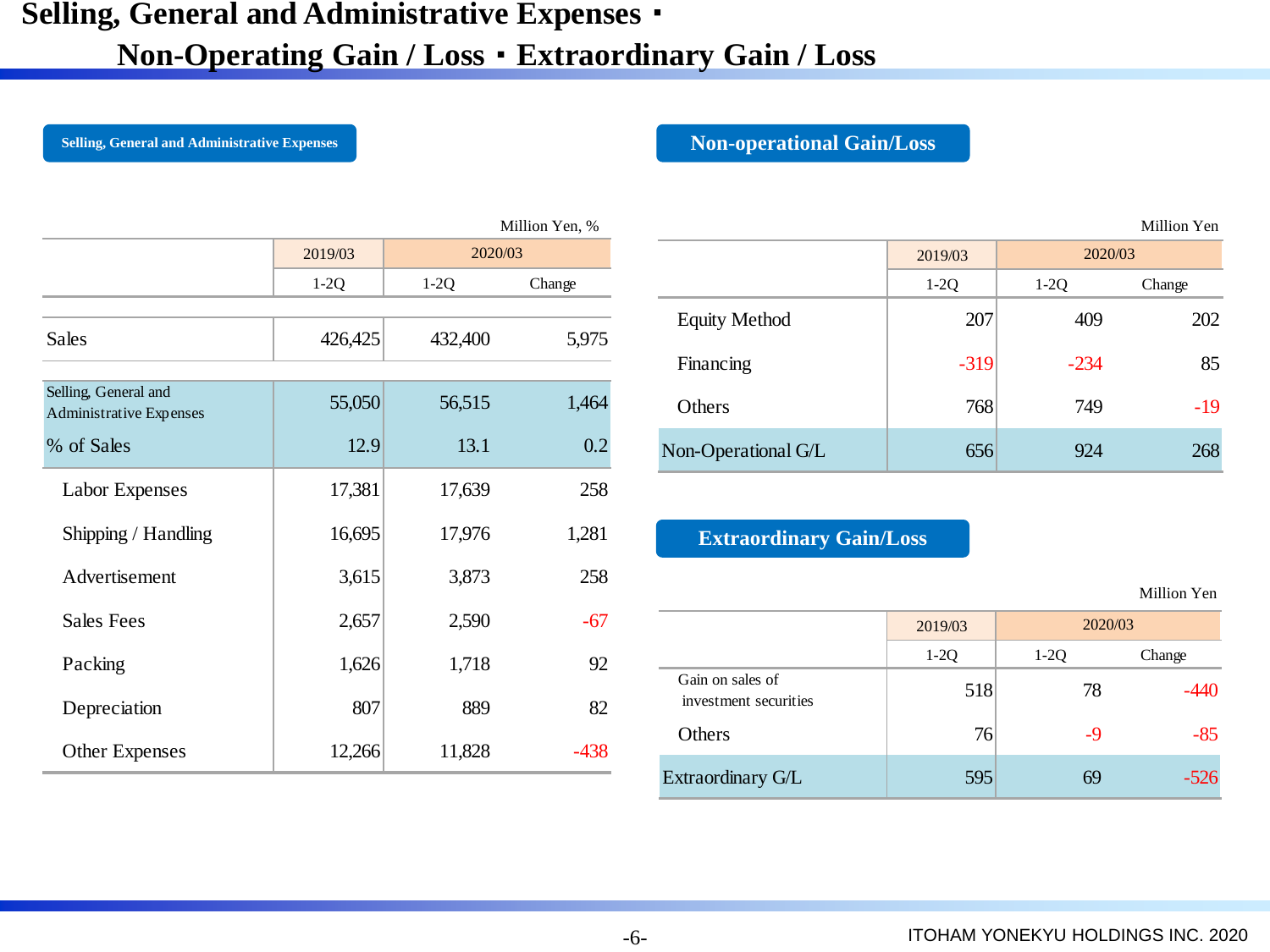# Selling, General and Administrative Expenses・Non-Operating Gain / Loss・Extraordinary Gain / Loss

## Selling, General and Administrative Expenses

Million Yen, %

| | 2019/03 | 2020/03 | |
|---|---|---|---|
| | 1-2Q | 1-2Q | Change |
| Sales | 426,425 | 432,400 | 5,975 |
| Selling, General and Administrative Expenses | 55,050 | 56,515 | 1,464 |
| % of Sales | 12.9 | 13.1 | 0.2 |
| Labor Expenses | 17,381 | 17,639 | 258 |
| Shipping / Handling | 16,695 | 17,976 | 1,281 |
| Advertisement | 3,615 | 3,873 | 258 |
| Sales Fees | 2,657 | 2,590 | -67 |
| Packing | 1,626 | 1,718 | 92 |
| Depreciation | 807 | 889 | 82 |
| Other Expenses | 12,266 | 11,828 | -438 |

## Non-operational Gain/Loss

Million Yen

| | 2019/03 | 2020/03 | |
|---|---|---|---|
| | 1-2Q | 1-2Q | Change |
| Equity Method | 207 | 409 | 202 |
| Financing | -319 | -234 | 85 |
| Others | 768 | 749 | -19 |
| Non-Operational G/L | 656 | 924 | 268 |

## Extraordinary Gain/Loss

Million Yen

| | 2019/03 | 2020/03 | |
|---|---|---|---|
| | 1-2Q | 1-2Q | Change |
| Gain on sales of investment securities | 518 | 78 | -440 |
| Others | 76 | -9 | -85 |
| Extraordinary G/L | 595 | 69 | -526 |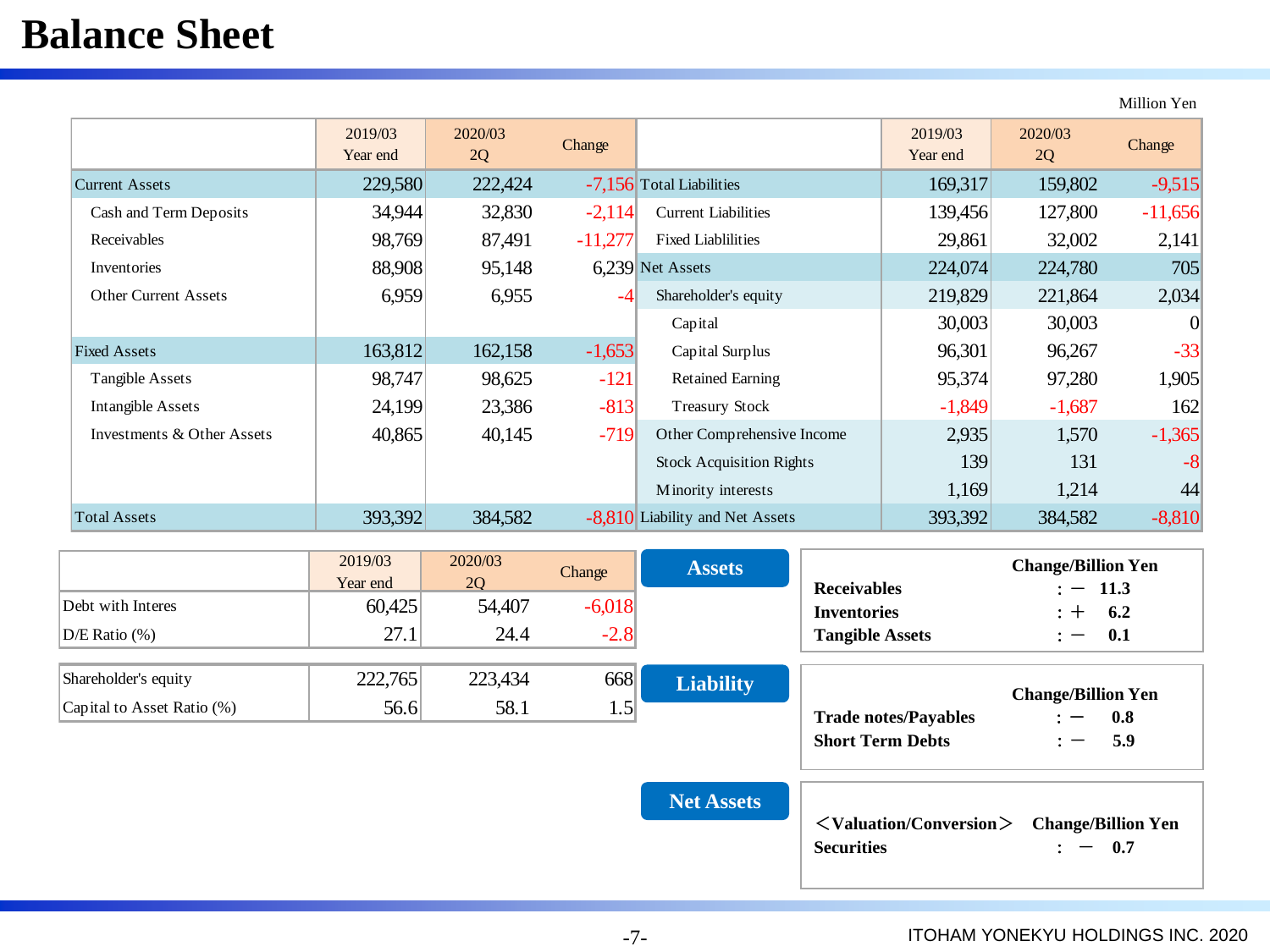# Balance Sheet

Million Yen

| | 2019/03 Year end | 2020/03 2Q | Change | | 2019/03 Year end | 2020/03 2Q | Change |
|---|---|---|---|---|---|---|---|
| Current Assets | 229,580 | 222,424 | -7,156 | Total Liabilities | 169,317 | 159,802 | -9,515 |
| Cash and Term Deposits | 34,944 | 32,830 | -2,114 | Current Liabilities | 139,456 | 127,800 | -11,656 |
| Receivables | 98,769 | 87,491 | -11,277 | Fixed Liablilities | 29,861 | 32,002 | 2,141 |
| Inventories | 88,908 | 95,148 | 6,239 | Net Assets | 224,074 | 224,780 | 705 |
| Other Current Assets | 6,959 | 6,955 | -4 | Shareholder's equity | 219,829 | 221,864 | 2,034 |
| | | | | Capital | 30,003 | 30,003 | 0 |
| Fixed Assets | 163,812 | 162,158 | -1,653 | Capital Surplus | 96,301 | 96,267 | -33 |
| Tangible Assets | 98,747 | 98,625 | -121 | Retained Earning | 95,374 | 97,280 | 1,905 |
| Intangible Assets | 24,199 | 23,386 | -813 | Treasury Stock | -1,849 | -1,687 | 162 |
| Investments & Other Assets | 40,865 | 40,145 | -719 | Other Comprehensive Income | 2,935 | 1,570 | -1,365 |
| | | | | Stock Acquisition Rights | 139 | 131 | -8 |
| | | | | Minority interests | 1,169 | 1,214 | 44 |
| Total Assets | 393,392 | 384,582 | -8,810 | Liability and Net Assets | 393,392 | 384,582 | -8,810 |

| | 2019/03 Year end | 2020/03 2Q | Change |
|---|---|---|---|
| Debt with Interes | 60,425 | 54,407 | -6,018 |
| D/E Ratio (%) | 27.1 | 24.4 | -2.8 |

| | | | |
|---|---|---|---|
| Shareholder's equity | 222,765 | 223,434 | 668 |
| Capital to Asset Ratio (%) | 56.6 | 58.1 | 1.5 |

**Assets**

| | Change/Billion Yen |
|---|---|
| **Receivables** | : − 11.3 |
| **Inventories** | : + 6.2 |
| **Tangible Assets** | : − 0.1 |

**Liability**

| | Change/Billion Yen |
|---|---|
| **Trade notes/Payables** | : − 0.8 |
| **Short Term Debts** | : − 5.9 |

**Net Assets**

| **＜Valuation/Conversion＞** | **Change/Billion Yen** |
|---|---|
| **Securities** | : − 0.7 |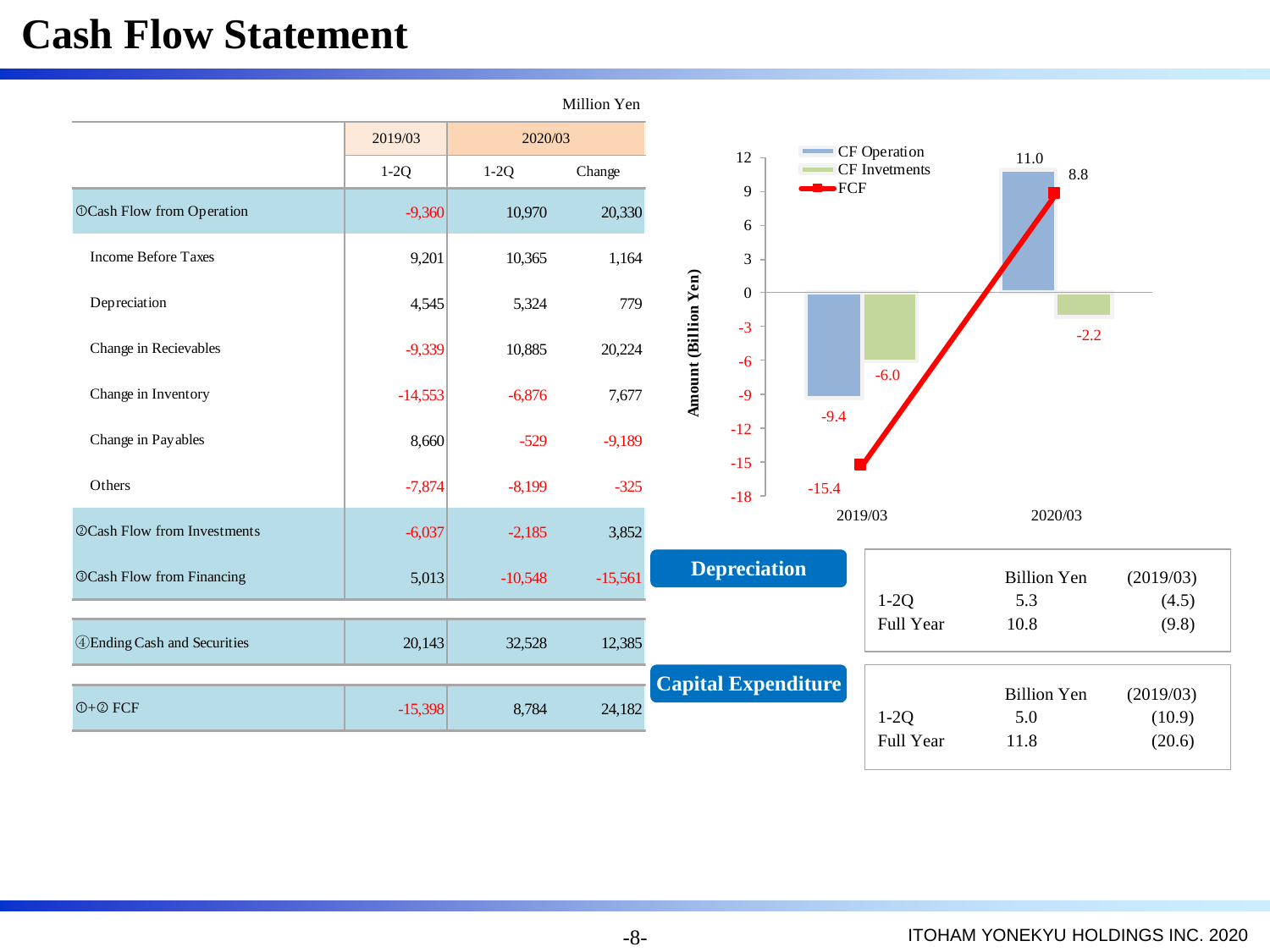# Cash Flow Statement

Million Yen

| | 2019/03 | 2020/03 | |
|---|---|---|---|
| | 1-2Q | 1-2Q | Change |
| ①Cash Flow from Operation | -9,360 | 10,970 | 20,330 |
| Income Before Taxes | 9,201 | 10,365 | 1,164 |
| Depreciation | 4,545 | 5,324 | 779 |
| Change in Recievables | -9,339 | 10,885 | 20,224 |
| Change in Inventory | -14,553 | -6,876 | 7,677 |
| Change in Payables | 8,660 | -529 | -9,189 |
| Others | -7,874 | -8,199 | -325 |
| ②Cash Flow from Investments | -6,037 | -2,185 | 3,852 |
| ③Cash Flow from Financing | 5,013 | -10,548 | -15,561 |
| ④Ending Cash and Securities | 20,143 | 32,528 | 12,385 |
| ①+② FCF | -15,398 | 8,784 | 24,182 |

Amount (Billion Yen)

| | CF Operation | CF Invetments | FCF |
|---|---|---|---|
| 2019/03 | -9.4 | -6.0 | -15.4 |
| 2020/03 | 11.0 | -2.2 | 8.8 |

**Depreciation**

| | Billion Yen | (2019/03) |
|---|---|---|
| 1-2Q | 5.3 | (4.5) |
| Full Year | 10.8 | (9.8) |

**Capital Expenditure**

| | Billion Yen | (2019/03) |
|---|---|---|
| 1-2Q | 5.0 | (10.9) |
| Full Year | 11.8 | (20.6) |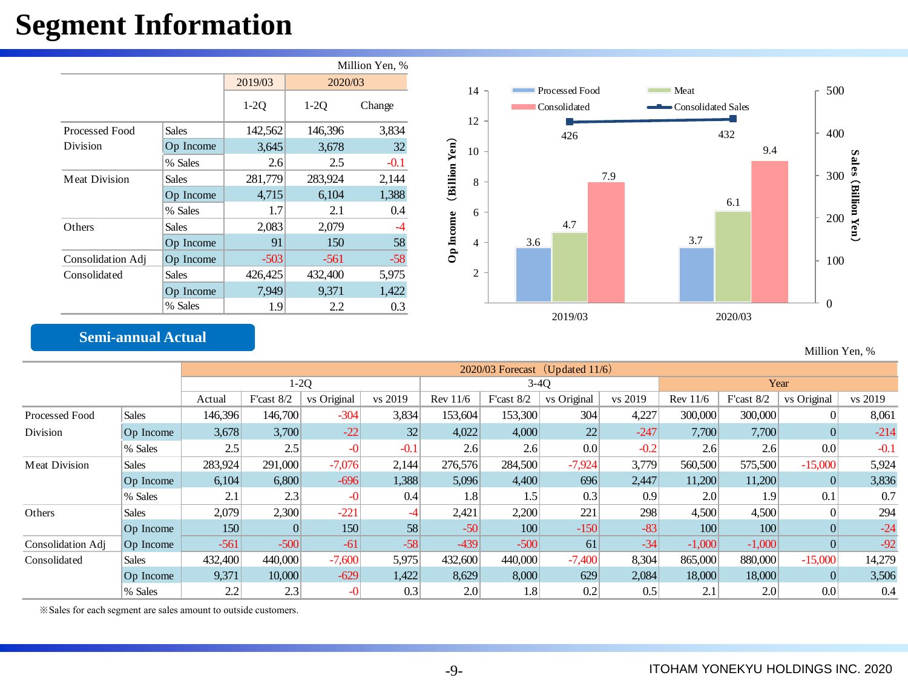# Segment Information

Million Yen, %

| | | 2019/03 | 2020/03 | |
|---|---|---|---|---|
| | | 1-2Q | 1-2Q | Change |
| Processed Food Division | Sales | 142,562 | 146,396 | 3,834 |
| | Op Income | 3,645 | 3,678 | 32 |
| | % Sales | 2.6 | 2.5 | -0.1 |
| Meat Division | Sales | 281,779 | 283,924 | 2,144 |
| | Op Income | 4,715 | 6,104 | 1,388 |
| | % Sales | 1.7 | 2.1 | 0.4 |
| Others | Sales | 2,083 | 2,079 | -4 |
| | Op Income | 91 | 150 | 58 |
| Consolidation Adj | Op Income | -503 | -561 | -58 |
| Consolidated | Sales | 426,425 | 432,400 | 5,975 |
| | Op Income | 7,949 | 9,371 | 1,422 |
| | % Sales | 1.9 | 2.2 | 0.3 |

| | Processed Food (Op Income, Billion Yen) | Meat (Op Income, Billion Yen) | Consolidated (Op Income, Billion Yen) | Consolidated Sales (Billion Yen) |
|---|---|---|---|---|
| 2019/03 | 3.6 | 4.7 | 7.9 | 426 |
| 2020/03 | 3.7 | 6.1 | 9.4 | 432 |

**Semi-annual Actual**

Million Yen, %

| | | 2020/03 Forecast (Updated 11/6) | | | | | | | | | | | |
|---|---|---|---|---|---|---|---|---|---|---|---|---|---|
| | | 1-2Q | | | | 3-4Q | | | | Year | | | |
| | | Actual | F'cast 8/2 | vs Original | vs 2019 | Rev 11/6 | F'cast 8/2 | vs Original | vs 2019 | Rev 11/6 | F'cast 8/2 | vs Original | vs 2019 |
| Processed Food Division | Sales | 146,396 | 146,700 | -304 | 3,834 | 153,604 | 153,300 | 304 | 4,227 | 300,000 | 300,000 | 0 | 8,061 |
| | Op Income | 3,678 | 3,700 | -22 | 32 | 4,022 | 4,000 | 22 | -247 | 7,700 | 7,700 | 0 | -214 |
| | % Sales | 2.5 | 2.5 | -0 | -0.1 | 2.6 | 2.6 | 0.0 | -0.2 | 2.6 | 2.6 | 0.0 | -0.1 |
| Meat Division | Sales | 283,924 | 291,000 | -7,076 | 2,144 | 276,576 | 284,500 | -7,924 | 3,779 | 560,500 | 575,500 | -15,000 | 5,924 |
| | Op Income | 6,104 | 6,800 | -696 | 1,388 | 5,096 | 4,400 | 696 | 2,447 | 11,200 | 11,200 | 0 | 3,836 |
| | % Sales | 2.1 | 2.3 | -0 | 0.4 | 1.8 | 1.5 | 0.3 | 0.9 | 2.0 | 1.9 | 0.1 | 0.7 |
| Others | Sales | 2,079 | 2,300 | -221 | -4 | 2,421 | 2,200 | 221 | 298 | 4,500 | 4,500 | 0 | 294 |
| | Op Income | 150 | 0 | 150 | 58 | -50 | 100 | -150 | -83 | 100 | 100 | 0 | -24 |
| Consolidation Adj | Op Income | -561 | -500 | -61 | -58 | -439 | -500 | 61 | -34 | -1,000 | -1,000 | 0 | -92 |
| Consolidated | Sales | 432,400 | 440,000 | -7,600 | 5,975 | 432,600 | 440,000 | -7,400 | 8,304 | 865,000 | 880,000 | -15,000 | 14,279 |
| | Op Income | 9,371 | 10,000 | -629 | 1,422 | 8,629 | 8,000 | 629 | 2,084 | 18,000 | 18,000 | 0 | 3,506 |
| | % Sales | 2.2 | 2.3 | -0 | 0.3 | 2.0 | 1.8 | 0.2 | 0.5 | 2.1 | 2.0 | 0.0 | 0.4 |

※Sales for each segment are sales amount to outside customers.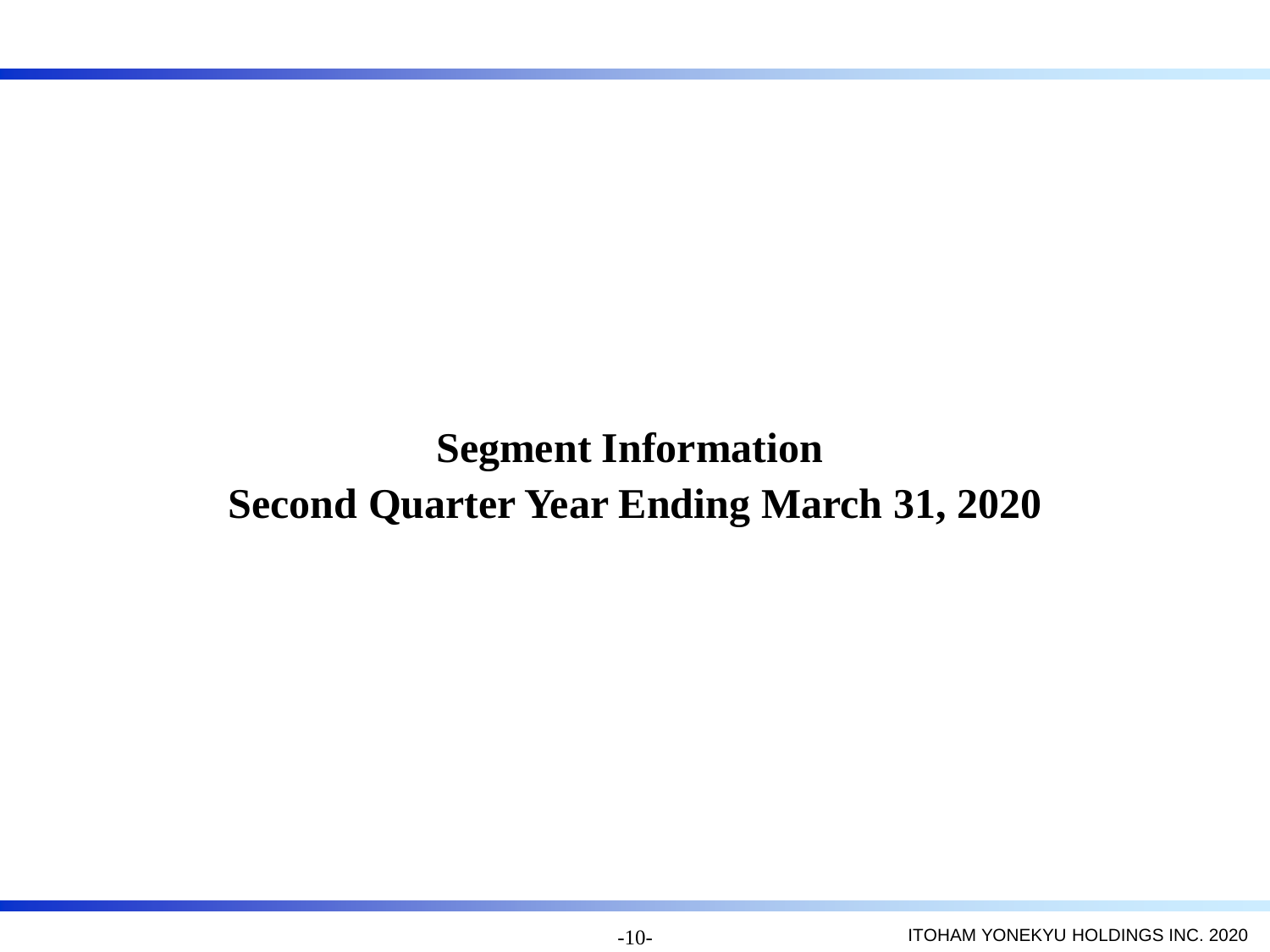# Segment Information
# Second Quarter Year Ending March 31, 2020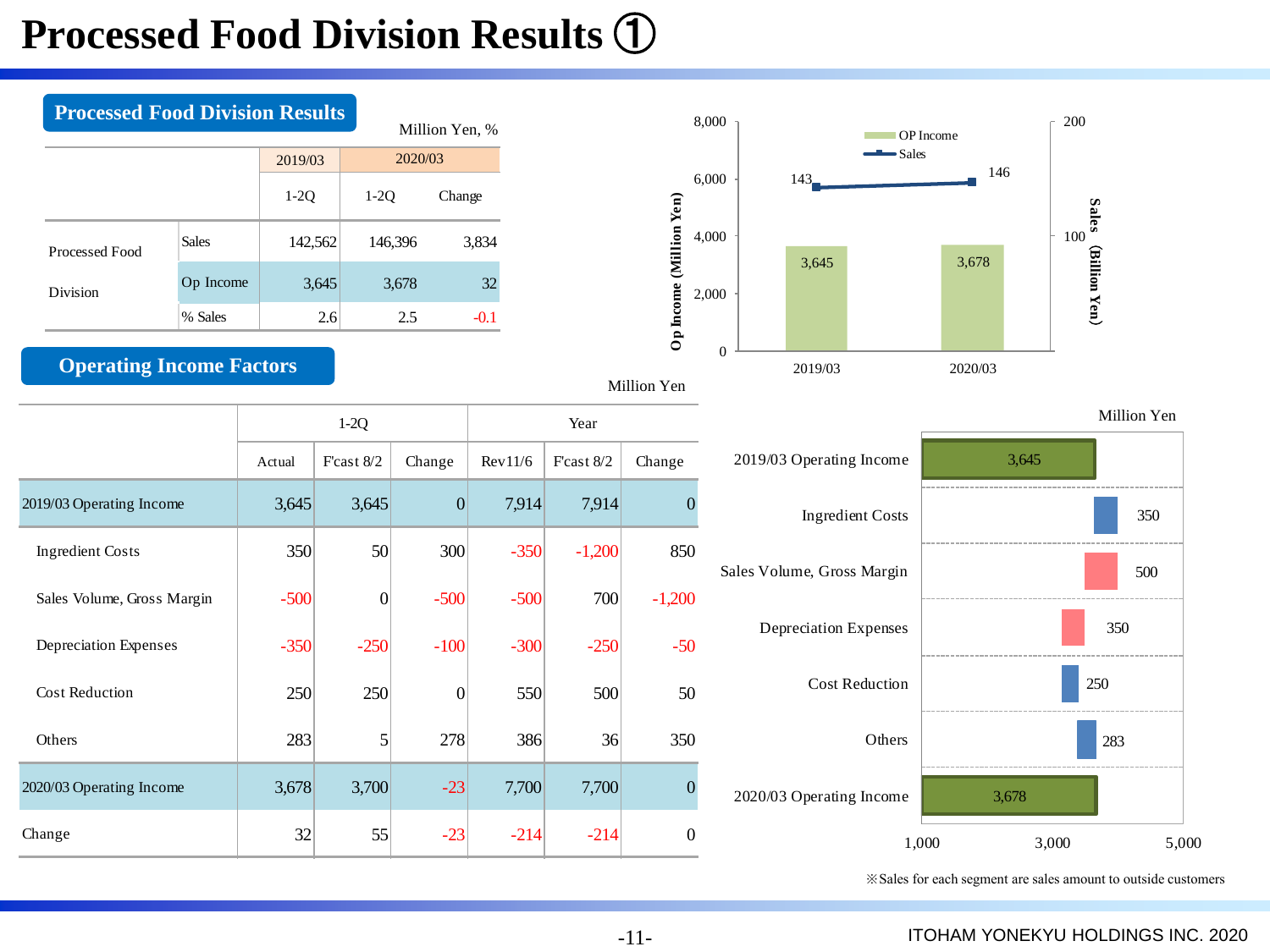# Processed Food Division Results ①

## Processed Food Division Results

Million Yen, %

| | | 2019/03 | 2020/03 | |
|---|---|---|---|---|
| | | 1-2Q | 1-2Q | Change |
| Processed Food Division | Sales | 142,562 | 146,396 | 3,834 |
| | Op Income | 3,645 | 3,678 | 32 |
| | % Sales | 2.6 | 2.5 | -0.1 |

8,000

6,000

4,000

2,000

0

Op Income (Million Yen)

200

100

Sales (Billion Yen)

OP Income

Sales

143

146

3,645

3,678

2019/03

2020/03

## Operating Income Factors

Million Yen

| | 1-2Q | | | Year | | |
|---|---|---|---|---|---|---|
| | Actual | F'cast 8/2 | Change | Rev11/6 | F'cast 8/2 | Change |
| 2019/03 Operating Income | 3,645 | 3,645 | 0 | 7,914 | 7,914 | 0 |
| Ingredient Costs | 350 | 50 | 300 | -350 | -1,200 | 850 |
| Sales Volume, Gross Margin | -500 | 0 | -500 | -500 | 700 | -1,200 |
| Depreciation Expenses | -350 | -250 | -100 | -300 | -250 | -50 |
| Cost Reduction | 250 | 250 | 0 | 550 | 500 | 50 |
| Others | 283 | 5 | 278 | 386 | 36 | 350 |
| 2020/03 Operating Income | 3,678 | 3,700 | -23 | 7,700 | 7,700 | 0 |
| Change | 32 | 55 | -23 | -214 | -214 | 0 |

Million Yen

2019/03 Operating Income 3,645

Ingredient Costs 350

Sales Volume, Gross Margin 500

Depreciation Expenses 350

Cost Reduction 250

Others 283

2020/03 Operating Income 3,678

1,000 3,000 5,000

※Sales for each segment are sales amount to outside customers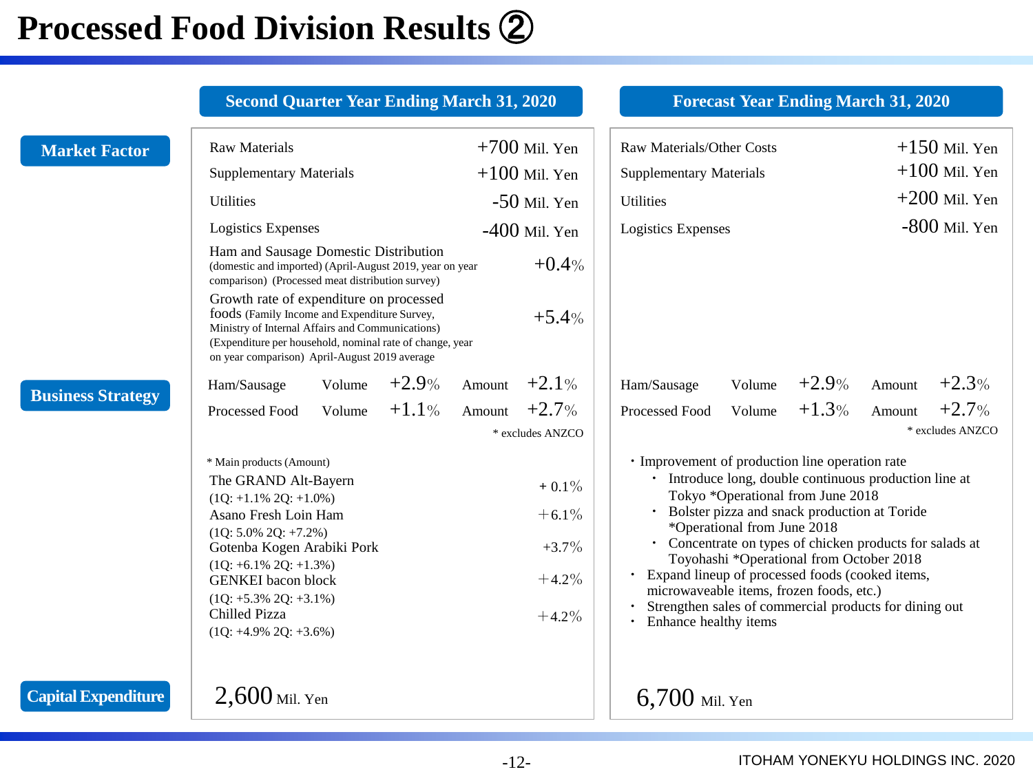# Processed Food Division Results ②

| | Second Quarter Year Ending March 31, 2020 | Forecast Year Ending March 31, 2020 |
|---|---|---|
| **Market Factor** | Raw Materials +700 Mil. Yen<br>Supplementary Materials +100 Mil. Yen<br>Utilities -50 Mil. Yen<br>Logistics Expenses -400 Mil. Yen<br>Ham and Sausage Domestic Distribution (domestic and imported) (April-August 2019, year on year comparison) (Processed meat distribution survey) +0.4%<br>Growth rate of expenditure on processed foods (Family Income and Expenditure Survey, Ministry of Internal Affairs and Communications) (Expenditure per household, nominal rate of change, year on year comparison) April-August 2019 average +5.4% | Raw Materials/Other Costs +150 Mil. Yen<br>Supplementary Materials +100 Mil. Yen<br>Utilities +200 Mil. Yen<br>Logistics Expenses -800 Mil. Yen |
| **Business Strategy** | Ham/Sausage Volume +2.9% Amount +2.1%<br>Processed Food Volume +1.1% Amount +2.7%<br>* excludes ANZCO<br><br>* Main products (Amount)<br>The GRAND Alt-Bayern + 0.1% (1Q: +1.1% 2Q: +1.0%)<br>Asano Fresh Loin Ham +6.1% (1Q: 5.0% 2Q: +7.2%)<br>Gotenba Kogen Arabiki Pork +3.7% (1Q: +6.1% 2Q: +1.3%)<br>GENKEI bacon block +4.2% (1Q: +5.3% 2Q: +3.1%)<br>Chilled Pizza +4.2% (1Q: +4.9% 2Q: +3.6%) | Ham/Sausage Volume +2.9% Amount +2.3%<br>Processed Food Volume +1.3% Amount +2.7%<br>* excludes ANZCO<br><br>・Improvement of production line operation rate<br>　・ Introduce long, double continuous production line at Tokyo *Operational from June 2018<br>　・ Bolster pizza and snack production at Toride *Operational from June 2018<br>　・ Concentrate on types of chicken products for salads at Toyohashi *Operational from October 2018<br>・ Expand lineup of processed foods (cooked items, microwaveable items, frozen foods, etc.)<br>・ Strengthen sales of commercial products for dining out<br>・ Enhance healthy items |
| **Capital Expenditure** | 2,600 Mil. Yen | 6,700 Mil. Yen |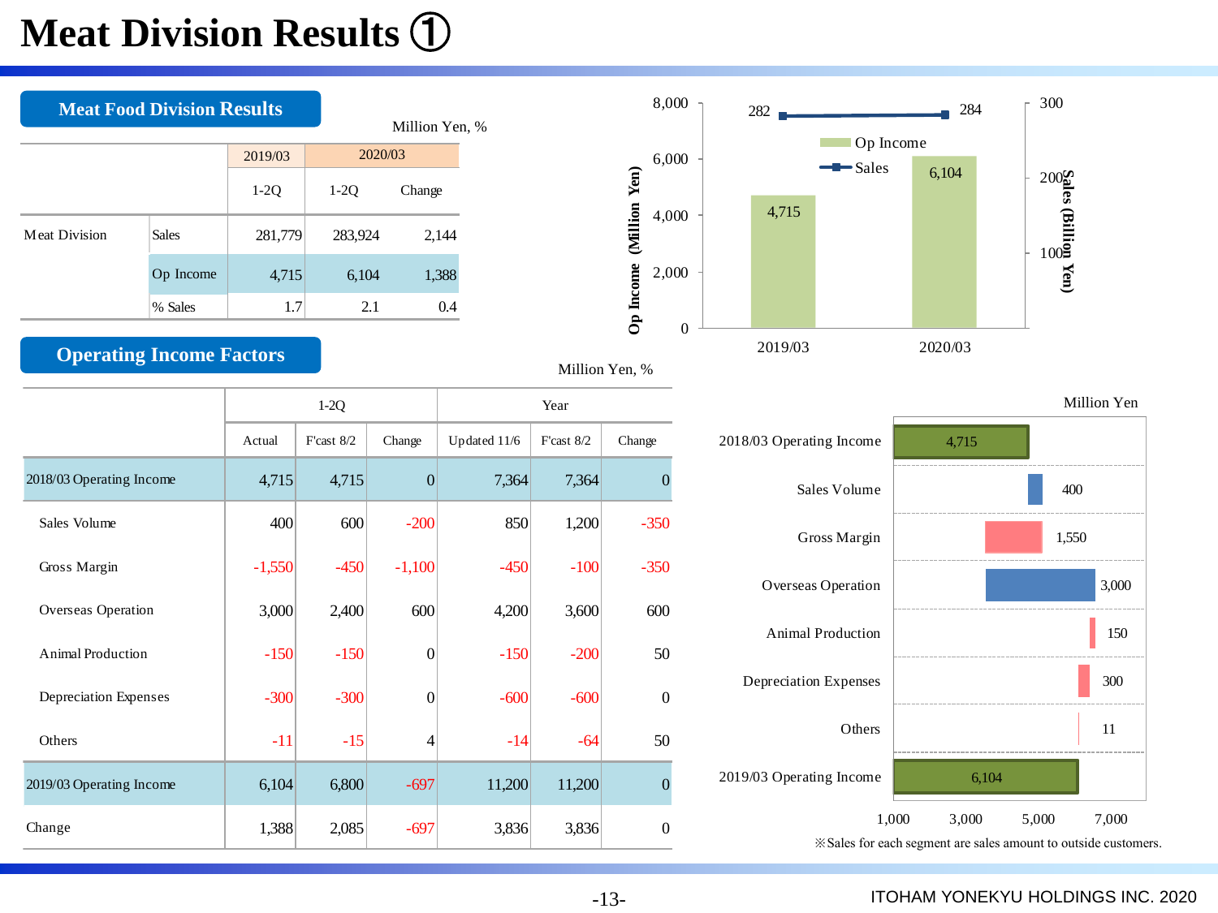# Meat Division Results ①

## Meat Food Division Results

Million Yen, %

| | | 2019/03 | 2020/03 | |
|---|---|---|---|---|
| | | 1-2Q | 1-2Q | Change |
| Meat Division | Sales | 281,779 | 283,924 | 2,144 |
| | Op Income | 4,715 | 6,104 | 1,388 |
| | % Sales | 1.7 | 2.1 | 0.4 |

## Operating Income Factors

Million Yen, %

| | 1-2Q | | | Year | | |
|---|---|---|---|---|---|---|
| | Actual | F'cast 8/2 | Change | Updated 11/6 | F'cast 8/2 | Change |
| 2018/03 Operating Income | 4,715 | 4,715 | 0 | 7,364 | 7,364 | 0 |
| Sales Volume | 400 | 600 | -200 | 850 | 1,200 | -350 |
| Gross Margin | -1,550 | -450 | -1,100 | -450 | -100 | -350 |
| Overseas Operation | 3,000 | 2,400 | 600 | 4,200 | 3,600 | 600 |
| Animal Production | -150 | -150 | 0 | -150 | -200 | 50 |
| Depreciation Expenses | -300 | -300 | 0 | -600 | -600 | 0 |
| Others | -11 | -15 | 4 | -14 | -64 | 50 |
| 2019/03 Operating Income | 6,104 | 6,800 | -697 | 11,200 | 11,200 | 0 |
| Change | 1,388 | 2,085 | -697 | 3,836 | 3,836 | 0 |

※Sales for each segment are sales amount to outside customers.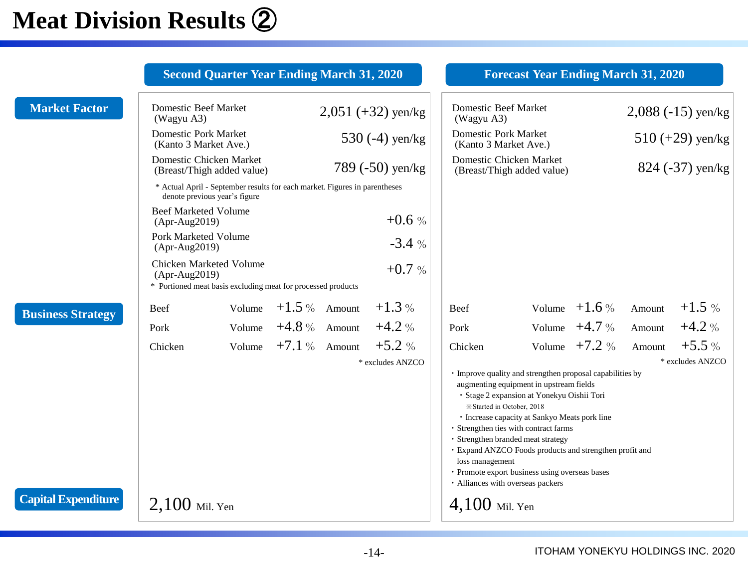# Meat Division Results ②

| | Second Quarter Year Ending March 31, 2020 | Forecast Year Ending March 31, 2020 |
|---|---|---|
| **Market Factor** | Domestic Beef Market (Wagyu A3): 2,051 (+32) yen/kg<br>Domestic Pork Market (Kanto 3 Market Ave.): 530 (-4) yen/kg<br>Domestic Chicken Market (Breast/Thigh added value): 789 (-50) yen/kg<br>* Actual April - September results for each market. Figures in parentheses denote previous year's figure<br>Beef Marketed Volume (Apr-Aug2019): +0.6 %<br>Pork Marketed Volume (Apr-Aug2019): -3.4 %<br>Chicken Marketed Volume (Apr-Aug2019): +0.7 %<br>* Portioned meat basis excluding meat for processed products | Domestic Beef Market (Wagyu A3): 2,088 (-15) yen/kg<br>Domestic Pork Market (Kanto 3 Market Ave.): 510 (+29) yen/kg<br>Domestic Chicken Market (Breast/Thigh added value): 824 (-37) yen/kg |
| **Business Strategy** | Beef: Volume +1.5 %, Amount +1.3 %<br>Pork: Volume +4.8 %, Amount +4.2 %<br>Chicken: Volume +7.1 %, Amount +5.2 %<br>* excludes ANZCO | Beef: Volume +1.6 %, Amount +1.5 %<br>Pork: Volume +4.7 %, Amount +4.2 %<br>Chicken: Volume +7.2 %, Amount +5.5 %<br>* excludes ANZCO<br>・Improve quality and strengthen proposal capabilities by augmenting equipment in upstream fields<br>　・Stage 2 expansion at Yonekyu Oishii Tori<br>　　※Started in October, 2018<br>　・Increase capacity at Sankyo Meats pork line<br>・Strengthen ties with contract farms<br>・Strengthen branded meat strategy<br>・Expand ANZCO Foods products and strengthen profit and loss management<br>・Promote export business using overseas bases<br>・Alliances with overseas packers |
| **Capital Expenditure** | 2,100 Mil. Yen | 4,100 Mil. Yen |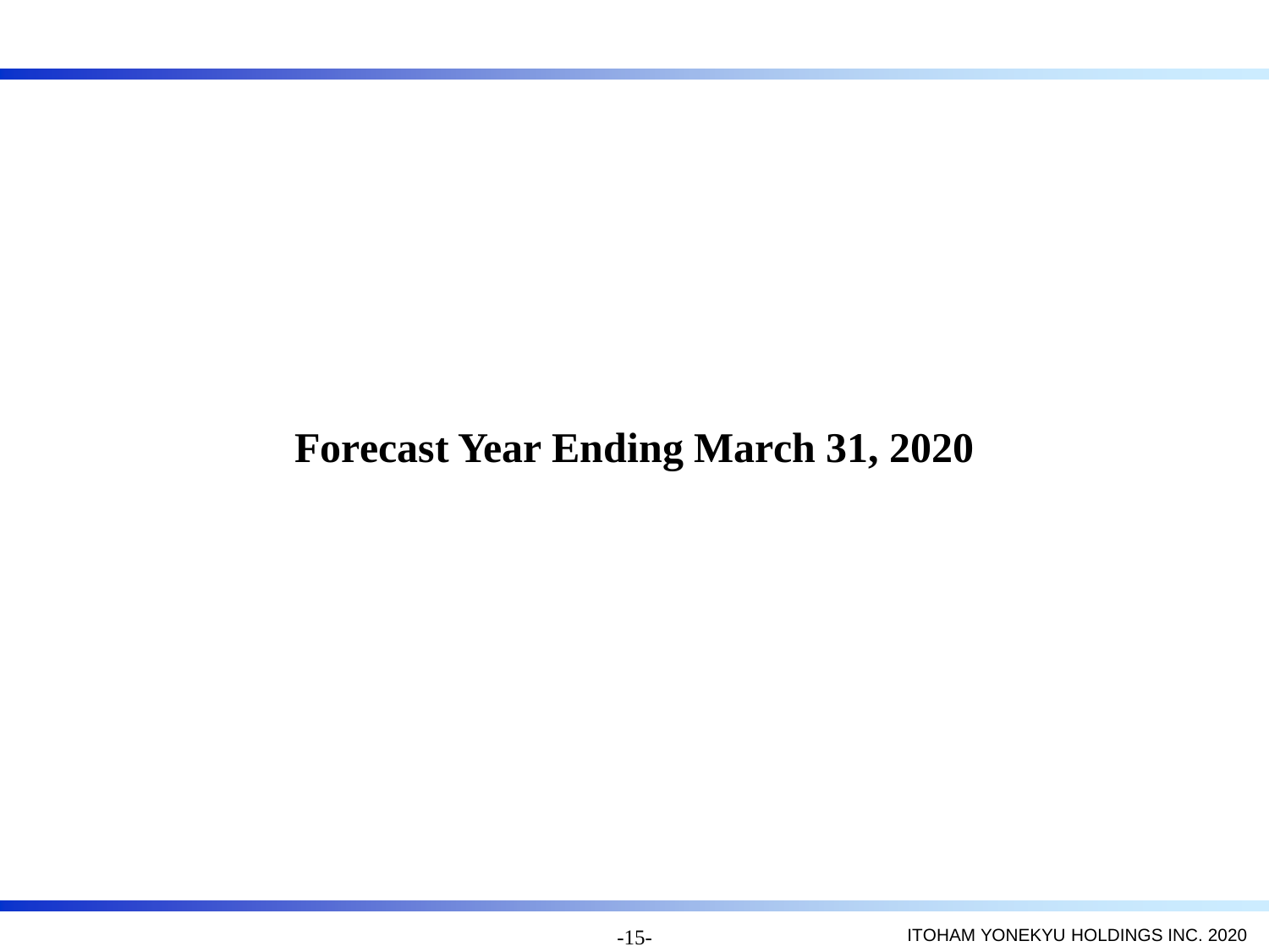# Forecast Year Ending March 31, 2020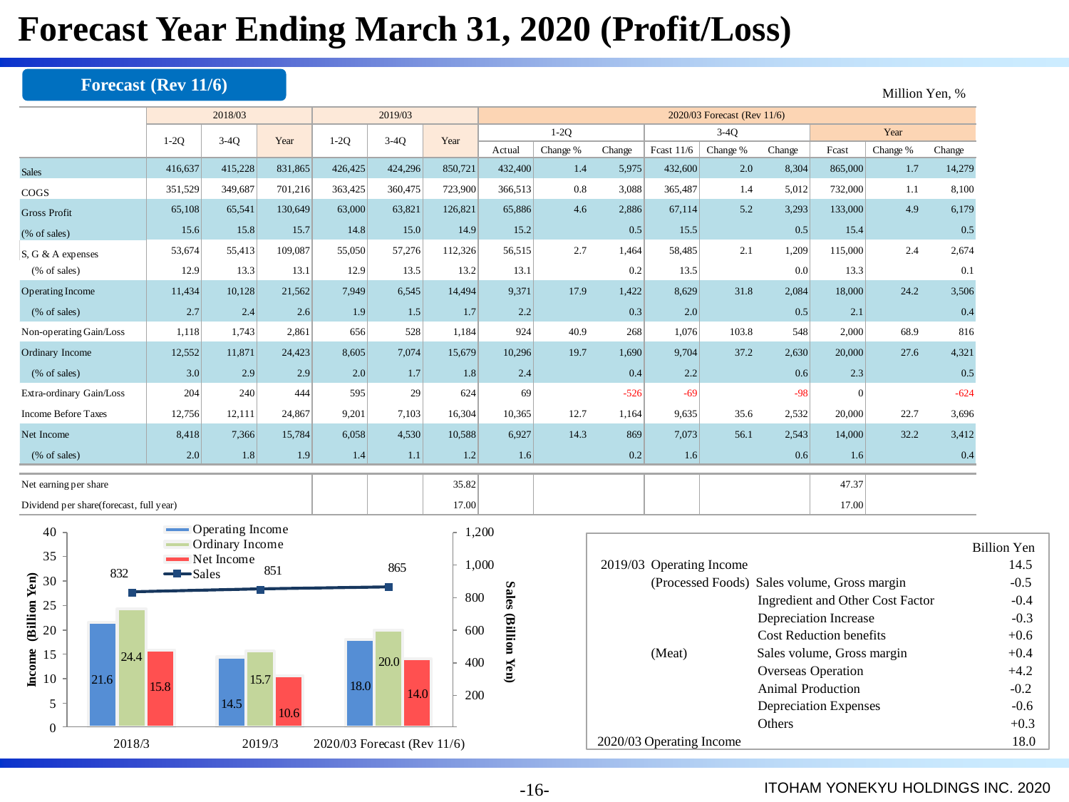# Forecast Year Ending March 31, 2020 (Profit/Loss)

**Forecast (Rev 11/6)**

Million Yen, %

| | 2018/03 | | | 2019/03 | | | 2020/03 Forecast (Rev 11/6) | | | | | | | | |
|---|---|---|---|---|---|---|---|---|---|---|---|---|---|---|---|
| | 1-2Q | 3-4Q | Year | 1-2Q | 3-4Q | Year | 1-2Q | | | 3-4Q | | | Year | | |
| | | | | | | | Actual | Change % | Change | Fcast 11/6 | Change % | Change | Fcast | Change % | Change |
| Sales | 416,637 | 415,228 | 831,865 | 426,425 | 424,296 | 850,721 | 432,400 | 1.4 | 5,975 | 432,600 | 2.0 | 8,304 | 865,000 | 1.7 | 14,279 |
| COGS | 351,529 | 349,687 | 701,216 | 363,425 | 360,475 | 723,900 | 366,513 | 0.8 | 3,088 | 365,487 | 1.4 | 5,012 | 732,000 | 1.1 | 8,100 |
| Gross Profit | 65,108 | 65,541 | 130,649 | 63,000 | 63,821 | 126,821 | 65,886 | 4.6 | 2,886 | 67,114 | 5.2 | 3,293 | 133,000 | 4.9 | 6,179 |
| (% of sales) | 15.6 | 15.8 | 15.7 | 14.8 | 15.0 | 14.9 | 15.2 | | 0.5 | 15.5 | | 0.5 | 15.4 | | 0.5 |
| S, G & A expenses | 53,674 | 55,413 | 109,087 | 55,050 | 57,276 | 112,326 | 56,515 | 2.7 | 1,464 | 58,485 | 2.1 | 1,209 | 115,000 | 2.4 | 2,674 |
| (% of sales) | 12.9 | 13.3 | 13.1 | 12.9 | 13.5 | 13.2 | 13.1 | | 0.2 | 13.5 | | 0.0 | 13.3 | | 0.1 |
| Operating Income | 11,434 | 10,128 | 21,562 | 7,949 | 6,545 | 14,494 | 9,371 | 17.9 | 1,422 | 8,629 | 31.8 | 2,084 | 18,000 | 24.2 | 3,506 |
| (% of sales) | 2.7 | 2.4 | 2.6 | 1.9 | 1.5 | 1.7 | 2.2 | | 0.3 | 2.0 | | 0.5 | 2.1 | | 0.4 |
| Non-operating Gain/Loss | 1,118 | 1,743 | 2,861 | 656 | 528 | 1,184 | 924 | 40.9 | 268 | 1,076 | 103.8 | 548 | 2,000 | 68.9 | 816 |
| Ordinary Income | 12,552 | 11,871 | 24,423 | 8,605 | 7,074 | 15,679 | 10,296 | 19.7 | 1,690 | 9,704 | 37.2 | 2,630 | 20,000 | 27.6 | 4,321 |
| (% of sales) | 3.0 | 2.9 | 2.9 | 2.0 | 1.7 | 1.8 | 2.4 | | 0.4 | 2.2 | | 0.6 | 2.3 | | 0.5 |
| Extra-ordinary Gain/Loss | 204 | 240 | 444 | 595 | 29 | 624 | 69 | | -526 | -69 | | -98 | 0 | | -624 |
| Income Before Taxes | 12,756 | 12,111 | 24,867 | 9,201 | 7,103 | 16,304 | 10,365 | 12.7 | 1,164 | 9,635 | 35.6 | 2,532 | 20,000 | 22.7 | 3,696 |
| Net Income | 8,418 | 7,366 | 15,784 | 6,058 | 4,530 | 10,588 | 6,927 | 14.3 | 869 | 7,073 | 56.1 | 2,543 | 14,000 | 32.2 | 3,412 |
| (% of sales) | 2.0 | 1.8 | 1.9 | 1.4 | 1.1 | 1.2 | 1.6 | | 0.2 | 1.6 | | 0.6 | 1.6 | | 0.4 |
| Net earning per share | | | | | | 35.82 | | | | | | | 47.37 | | |
| Dividend per share(forecast, full year) | | | | | | 17.00 | | | | | | | 17.00 | | |

| | Operating Income (Billion Yen) | Ordinary Income (Billion Yen) | Net Income (Billion Yen) | Sales (Billion Yen) |
|---|---|---|---|---|
| 2018/3 | 21.6 | 24.4 | 15.8 | 832 |
| 2019/3 | 14.5 | 15.7 | 10.6 | 851 |
| 2020/03 Forecast (Rev 11/6) | 18.0 | 20.0 | 14.0 | 865 |

Billion Yen

| | | | |
|---|---|---|---|
| 2019/03 Operating Income | | | 14.5 |
| | (Processed Foods) | Sales volume, Gross margin | -0.5 |
| | | Ingredient and Other Cost Factor | -0.4 |
| | | Depreciation Increase | -0.3 |
| | | Cost Reduction benefits | +0.6 |
| | (Meat) | Sales volume, Gross margin | +0.4 |
| | | Overseas Operation | +4.2 |
| | | Animal Production | -0.2 |
| | | Depreciation Expenses | -0.6 |
| | | Others | +0.3 |
| 2020/03 Operating Income | | | 18.0 |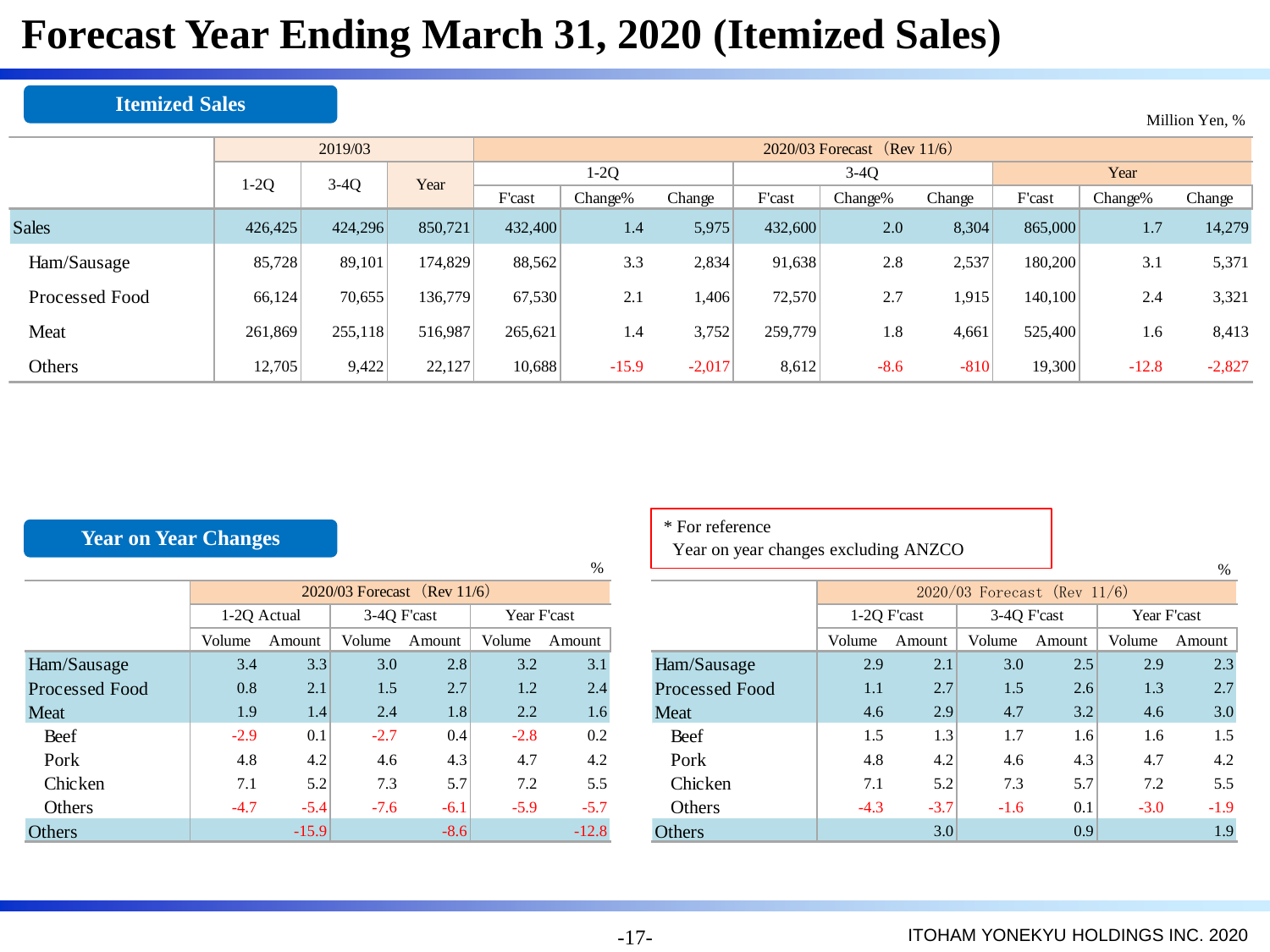# Forecast Year Ending March 31, 2020 (Itemized Sales)

## Itemized Sales

Million Yen, %

| | 2019/03 | | | 2020/03 Forecast（Rev 11/6） | | | | | | | | |
|---|---|---|---|---|---|---|---|---|---|---|---|---|
| | 1-2Q | 3-4Q | Year | 1-2Q | | | 3-4Q | | | Year | | |
| | | | | F'cast | Change% | Change | F'cast | Change% | Change | F'cast | Change% | Change |
| Sales | 426,425 | 424,296 | 850,721 | 432,400 | 1.4 | 5,975 | 432,600 | 2.0 | 8,304 | 865,000 | 1.7 | 14,279 |
| Ham/Sausage | 85,728 | 89,101 | 174,829 | 88,562 | 3.3 | 2,834 | 91,638 | 2.8 | 2,537 | 180,200 | 3.1 | 5,371 |
| Processed Food | 66,124 | 70,655 | 136,779 | 67,530 | 2.1 | 1,406 | 72,570 | 2.7 | 1,915 | 140,100 | 2.4 | 3,321 |
| Meat | 261,869 | 255,118 | 516,987 | 265,621 | 1.4 | 3,752 | 259,779 | 1.8 | 4,661 | 525,400 | 1.6 | 8,413 |
| Others | 12,705 | 9,422 | 22,127 | 10,688 | -15.9 | -2,017 | 8,612 | -8.6 | -810 | 19,300 | -12.8 | -2,827 |

## Year on Year Changes

%

| | 2020/03 Forecast（Rev 11/6） | | | | | |
|---|---|---|---|---|---|---|
| | 1-2Q Actual | | 3-4Q F'cast | | Year F'cast | |
| | Volume | Amount | Volume | Amount | Volume | Amount |
| Ham/Sausage | 3.4 | 3.3 | 3.0 | 2.8 | 3.2 | 3.1 |
| Processed Food | 0.8 | 2.1 | 1.5 | 2.7 | 1.2 | 2.4 |
| Meat | 1.9 | 1.4 | 2.4 | 1.8 | 2.2 | 1.6 |
| Beef | -2.9 | 0.1 | -2.7 | 0.4 | -2.8 | 0.2 |
| Pork | 4.8 | 4.2 | 4.6 | 4.3 | 4.7 | 4.2 |
| Chicken | 7.1 | 5.2 | 7.3 | 5.7 | 7.2 | 5.5 |
| Others | -4.7 | -5.4 | -7.6 | -6.1 | -5.9 | -5.7 |
| Others | | -15.9 | | -8.6 | | -12.8 |

\* For reference
Year on year changes excluding ANZCO

%

| | 2020/03 Forecast（Rev 11/6） | | | | | |
|---|---|---|---|---|---|---|
| | 1-2Q F'cast | | 3-4Q F'cast | | Year F'cast | |
| | Volume | Amount | Volume | Amount | Volume | Amount |
| Ham/Sausage | 2.9 | 2.1 | 3.0 | 2.5 | 2.9 | 2.3 |
| Processed Food | 1.1 | 2.7 | 1.5 | 2.6 | 1.3 | 2.7 |
| Meat | 4.6 | 2.9 | 4.7 | 3.2 | 4.6 | 3.0 |
| Beef | 1.5 | 1.3 | 1.7 | 1.6 | 1.6 | 1.5 |
| Pork | 4.8 | 4.2 | 4.6 | 4.3 | 4.7 | 4.2 |
| Chicken | 7.1 | 5.2 | 7.3 | 5.7 | 7.2 | 5.5 |
| Others | -4.3 | -3.7 | -1.6 | 0.1 | -3.0 | -1.9 |
| Others | | 3.0 | | 0.9 | | 1.9 |

ITOHAM YONEKYU HOLDINGS INC. 2020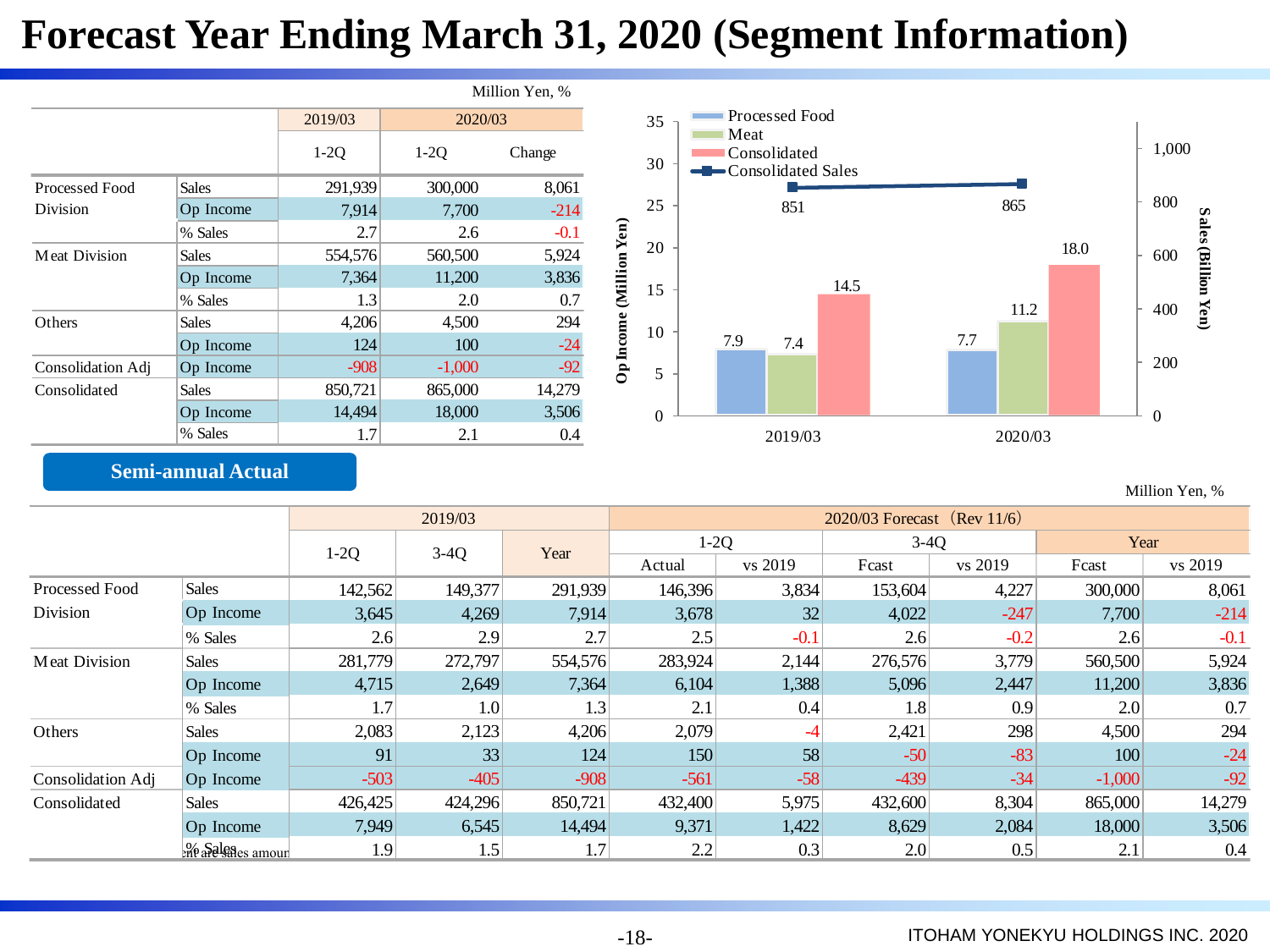# Forecast Year Ending March 31, 2020 (Segment Information)

Million Yen, %

| | | 2019/03 | 2020/03 | |
|---|---|---|---|---|
| | | 1-2Q | 1-2Q | Change |
| Processed Food Division | Sales | 291,939 | 300,000 | 8,061 |
| | Op Income | 7,914 | 7,700 | -214 |
| | % Sales | 2.7 | 2.6 | -0.1 |
| Meat Division | Sales | 554,576 | 560,500 | 5,924 |
| | Op Income | 7,364 | 11,200 | 3,836 |
| | % Sales | 1.3 | 2.0 | 0.7 |
| Others | Sales | 4,206 | 4,500 | 294 |
| | Op Income | 124 | 100 | -24 |
| Consolidation Adj | Op Income | -908 | -1,000 | -92 |
| Consolidated | Sales | 850,721 | 865,000 | 14,279 |
| | Op Income | 14,494 | 18,000 | 3,506 |
| | % Sales | 1.7 | 2.1 | 0.4 |

| | Processed Food (Op Income, Million Yen) | Meat (Op Income, Million Yen) | Consolidated (Op Income, Million Yen) | Consolidated Sales (Billion Yen) |
|---|---|---|---|---|
| 2019/03 | 7.9 | 7.4 | 14.5 | 851 |
| 2020/03 | 7.7 | 11.2 | 18.0 | 865 |

## Semi-annual Actual

Million Yen, %

| | | 2019/03 | | | 2020/03 Forecast（Rev 11/6） | | | | | |
|---|---|---|---|---|---|---|---|---|---|---|
| | | 1-2Q | 3-4Q | Year | 1-2Q | | 3-4Q | | Year | |
| | | | | | Actual | vs 2019 | Fcast | vs 2019 | Fcast | vs 2019 |
| Processed Food Division | Sales | 142,562 | 149,377 | 291,939 | 146,396 | 3,834 | 153,604 | 4,227 | 300,000 | 8,061 |
| | Op Income | 3,645 | 4,269 | 7,914 | 3,678 | 32 | 4,022 | -247 | 7,700 | -214 |
| | % Sales | 2.6 | 2.9 | 2.7 | 2.5 | -0.1 | 2.6 | -0.2 | 2.6 | -0.1 |
| Meat Division | Sales | 281,779 | 272,797 | 554,576 | 283,924 | 2,144 | 276,576 | 3,779 | 560,500 | 5,924 |
| | Op Income | 4,715 | 2,649 | 7,364 | 6,104 | 1,388 | 5,096 | 2,447 | 11,200 | 3,836 |
| | % Sales | 1.7 | 1.0 | 1.3 | 2.1 | 0.4 | 1.8 | 0.9 | 2.0 | 0.7 |
| Others | Sales | 2,083 | 2,123 | 4,206 | 2,079 | -4 | 2,421 | 298 | 4,500 | 294 |
| | Op Income | 91 | 33 | 124 | 150 | 58 | -50 | -83 | 100 | -24 |
| Consolidation Adj | Op Income | -503 | -405 | -908 | -561 | -58 | -439 | -34 | -1,000 | -92 |
| Consolidated | Sales | 426,425 | 424,296 | 850,721 | 432,400 | 5,975 | 432,600 | 8,304 | 865,000 | 14,279 |
| | Op Income | 7,949 | 6,545 | 14,494 | 9,371 | 1,422 | 8,629 | 2,084 | 18,000 | 3,506 |
| | % Sales | 1.9 | 1.5 | 1.7 | 2.2 | 0.3 | 2.0 | 0.5 | 2.1 | 0.4 |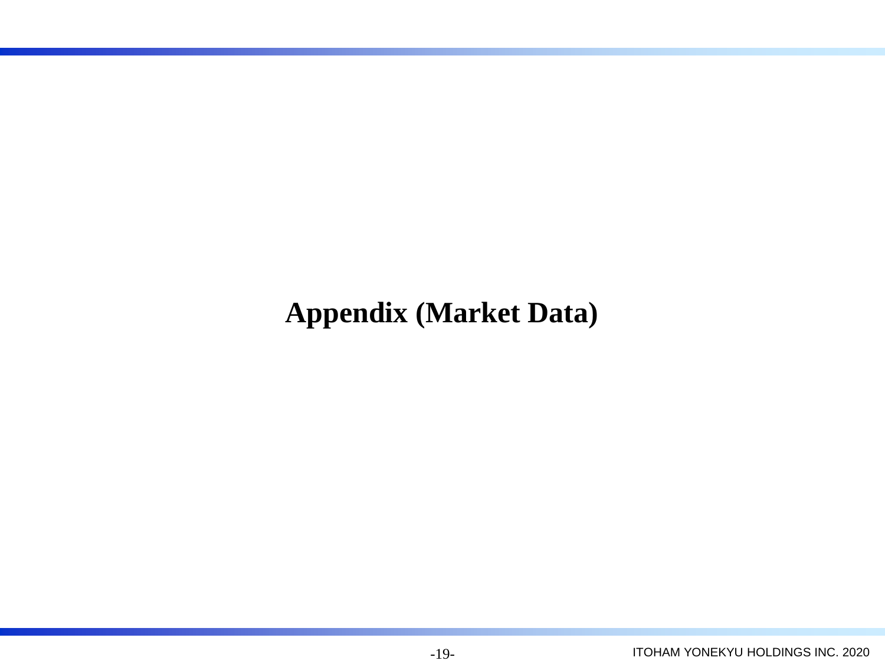# Appendix (Market Data)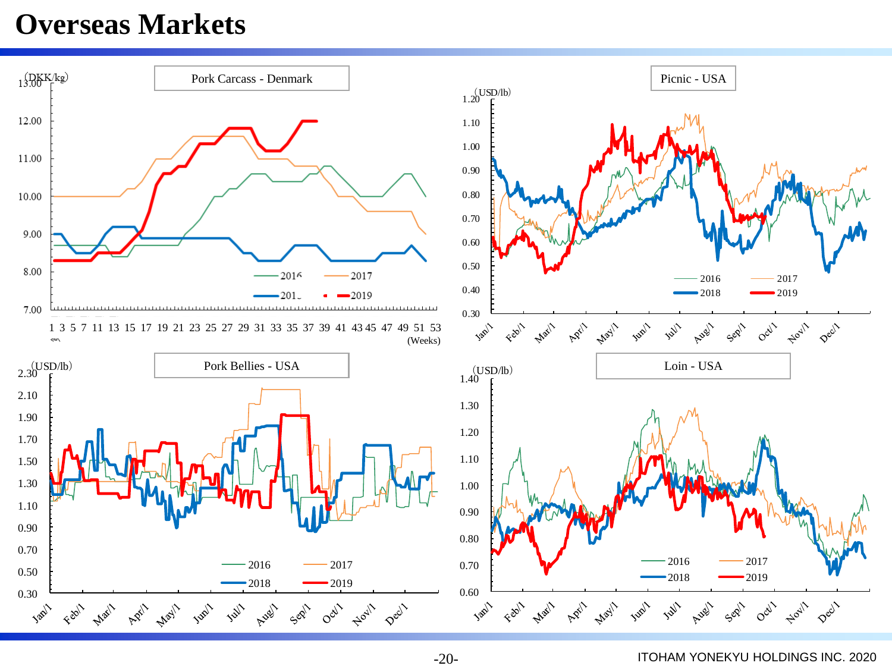# Overseas Markets

Pork Carcass - Denmark

(DKK/kg)

13.00
12.00
11.00
10.00
9.00
8.00
7.00

1 3 5 7 11 13 15 17 19 21 23 25 27 29 31 33 35 37 39 41 43 45 47 49 51 53
(Weeks)

2016 2017 2018 2019

Picnic - USA

(USD/lb)

1.20
1.10
1.00
0.90
0.80
0.70
0.60
0.50
0.40
0.30

Jan/1 Feb/1 Mar/1 Apr/1 May/1 Jun/1 Jul/1 Aug/1 Sep/1 Oct/1 Nov/1 Dec/1

2016 2017 2018 2019

Pork Bellies - USA

(USD/lb)

2.30
2.10
1.90
1.70
1.50
1.30
1.10
0.90
0.70
0.50
0.30

Jan/1 Feb/1 Mar/1 Apr/1 May/1 Jun/1 Jul/1 Aug/1 Sep/1 Oct/1 Nov/1 Dec/1

2016 2017 2018 2019

Loin - USA

(USD/lb)

1.40
1.30
1.20
1.10
1.00
0.90
0.80
0.70
0.60

Jan/1 Feb/1 Mar/1 Apr/1 May/1 Jun/1 Jul/1 Aug/1 Sep/1 Oct/1 Nov/1 Dec/1

2016 2017 2018 2019

ITOHAM YONEKYU HOLDINGS INC. 2020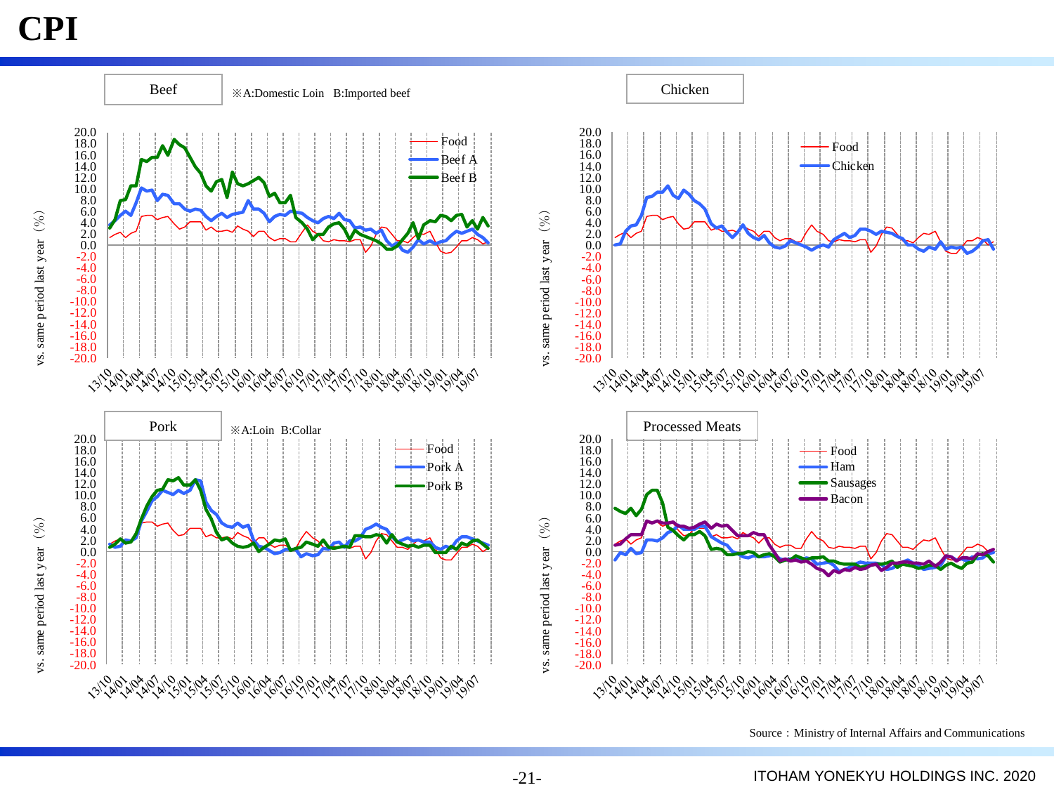# CPI

## Beef

※A:Domestic Loin　B:Imported beef

Legend: Food, Beef A, Beef B

vs. same period last year (%)

## Chicken

Legend: Food, Chicken

vs. same period last year (%)

## Pork

※A:Loin　B:Collar

Legend: Food, Pork A, Pork B

vs. same period last year (%)

## Processed Meats

Legend: Food, Ham, Sausages, Bacon

vs. same period last year (%)

Source：Ministry of Internal Affairs and Communications

ITOHAM YONEKYU HOLDINGS INC. 2020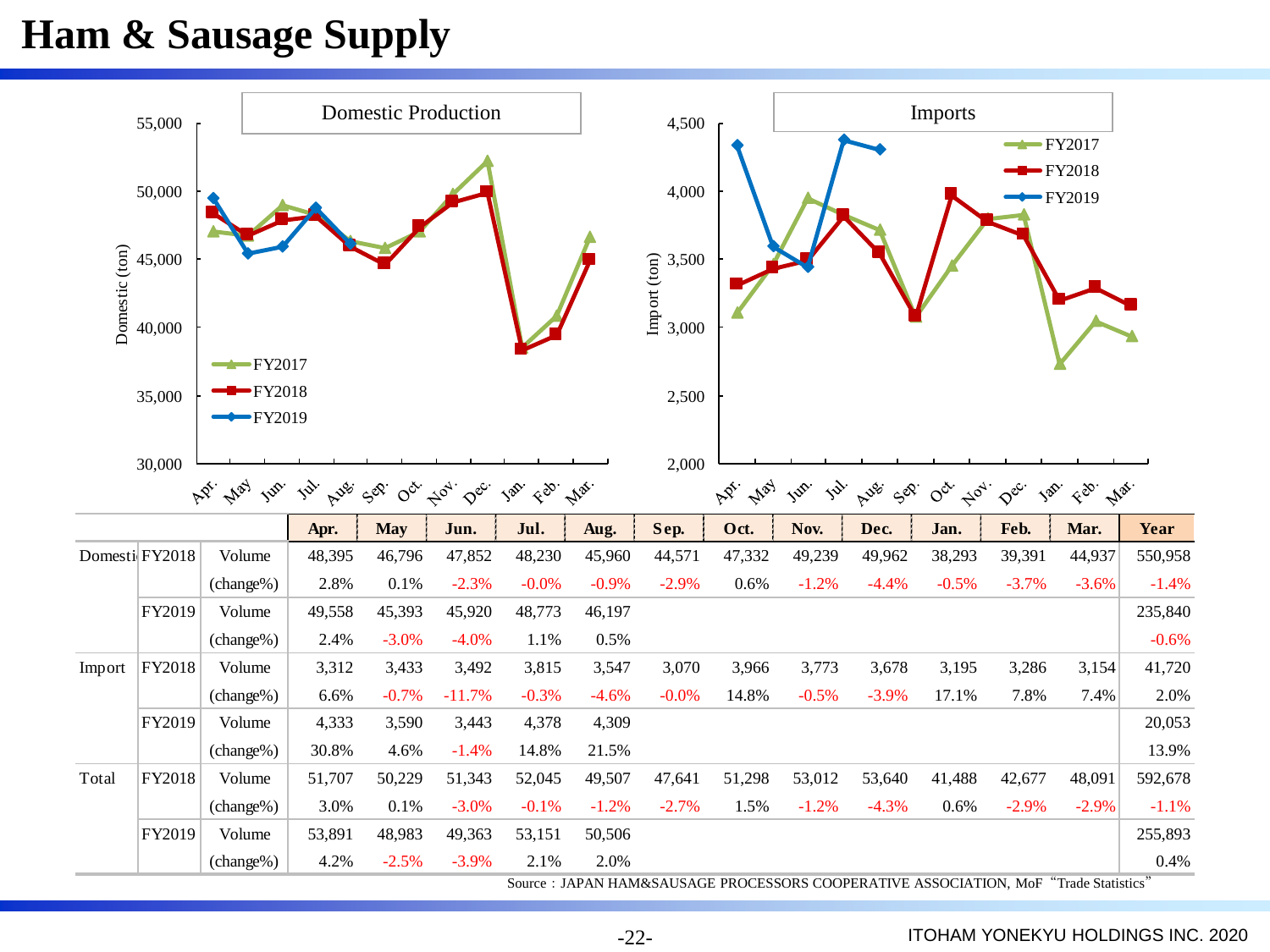# Ham & Sausage Supply

|  |  |  | Apr. | May | Jun. | Jul. | Aug. | Sep. | Oct. | Nov. | Dec. | Jan. | Feb. | Mar. | Year |
|---|---|---|---|---|---|---|---|---|---|---|---|---|---|---|---|
| Domestic | FY2018 | Volume | 48,395 | 46,796 | 47,852 | 48,230 | 45,960 | 44,571 | 47,332 | 49,239 | 49,962 | 38,293 | 39,391 | 44,937 | 550,958 |
|  |  | (change%) | 2.8% | 0.1% | -2.3% | -0.0% | -0.9% | -2.9% | 0.6% | -1.2% | -4.4% | -0.5% | -3.7% | -3.6% | -1.4% |
|  | FY2019 | Volume | 49,558 | 45,393 | 45,920 | 48,773 | 46,197 |  |  |  |  |  |  |  | 235,840 |
|  |  | (change%) | 2.4% | -3.0% | -4.0% | 1.1% | 0.5% |  |  |  |  |  |  |  | -0.6% |
| Import | FY2018 | Volume | 3,312 | 3,433 | 3,492 | 3,815 | 3,547 | 3,070 | 3,966 | 3,773 | 3,678 | 3,195 | 3,286 | 3,154 | 41,720 |
|  |  | (change%) | 6.6% | -0.7% | -11.7% | -0.3% | -4.6% | -0.0% | 14.8% | -0.5% | -3.9% | 17.1% | 7.8% | 7.4% | 2.0% |
|  | FY2019 | Volume | 4,333 | 3,590 | 3,443 | 4,378 | 4,309 |  |  |  |  |  |  |  | 20,053 |
|  |  | (change%) | 30.8% | 4.6% | -1.4% | 14.8% | 21.5% |  |  |  |  |  |  |  | 13.9% |
| Total | FY2018 | Volume | 51,707 | 50,229 | 51,343 | 52,045 | 49,507 | 47,641 | 51,298 | 53,012 | 53,640 | 41,488 | 42,677 | 48,091 | 592,678 |
|  |  | (change%) | 3.0% | 0.1% | -3.0% | -0.1% | -1.2% | -2.7% | 1.5% | -1.2% | -4.3% | 0.6% | -2.9% | -2.9% | -1.1% |
|  | FY2019 | Volume | 53,891 | 48,983 | 49,363 | 53,151 | 50,506 |  |  |  |  |  |  |  | 255,893 |
|  |  | (change%) | 4.2% | -2.5% | -3.9% | 2.1% | 2.0% |  |  |  |  |  |  |  | 0.4% |

Source：JAPAN HAM&SAUSAGE PROCESSORS COOPERATIVE ASSOCIATION, MoF "Trade Statistics"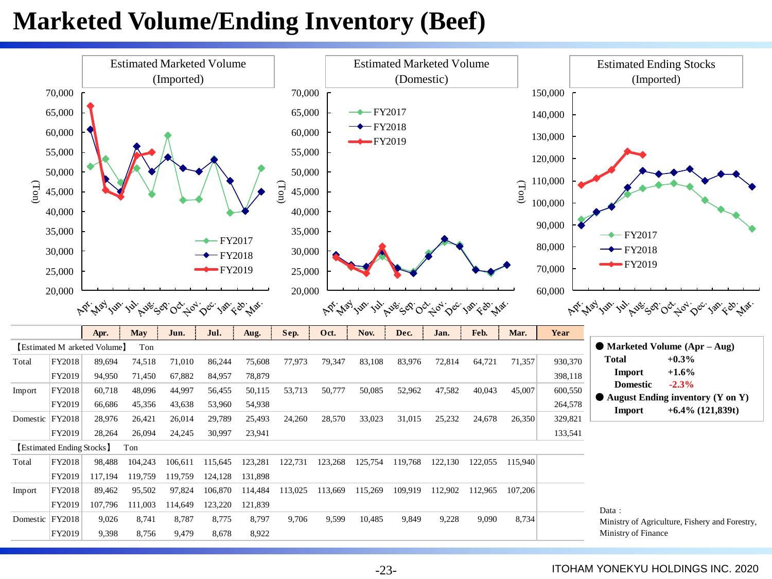# Marketed Volume/Ending Inventory (Beef)

Estimated Marketed Volume (Imported)

Estimated Marketed Volume (Domestic)

Estimated Ending Stocks (Imported)

| | | Apr. | May | Jun. | Jul. | Aug. | Sep. | Oct. | Nov. | Dec. | Jan. | Feb. | Mar. | Year |
|---|---|---|---|---|---|---|---|---|---|---|---|---|---|---|
| 【Estimated Marketed Volume】 Ton | | | | | | | | | | | | | | |
| Total | FY2018 | 89,694 | 74,518 | 71,010 | 86,244 | 75,608 | 77,973 | 79,347 | 83,108 | 83,976 | 72,814 | 64,721 | 71,357 | 930,370 |
| | FY2019 | 94,950 | 71,450 | 67,882 | 84,957 | 78,879 | | | | | | | | 398,118 |
| Import | FY2018 | 60,718 | 48,096 | 44,997 | 56,455 | 50,115 | 53,713 | 50,777 | 50,085 | 52,962 | 47,582 | 40,043 | 45,007 | 600,550 |
| | FY2019 | 66,686 | 45,356 | 43,638 | 53,960 | 54,938 | | | | | | | | 264,578 |
| Domestic | FY2018 | 28,976 | 26,421 | 26,014 | 29,789 | 25,493 | 24,260 | 28,570 | 33,023 | 31,015 | 25,232 | 24,678 | 26,350 | 329,821 |
| | FY2019 | 28,264 | 26,094 | 24,245 | 30,997 | 23,941 | | | | | | | | 133,541 |
| 【Estimated Ending Stocks】 Ton | | | | | | | | | | | | | | |
| Total | FY2018 | 98,488 | 104,243 | 106,611 | 115,645 | 123,281 | 122,731 | 123,268 | 125,754 | 119,768 | 122,130 | 122,055 | 115,940 | |
| | FY2019 | 117,194 | 119,759 | 119,759 | 124,128 | 131,898 | | | | | | | | |
| Import | FY2018 | 89,462 | 95,502 | 97,824 | 106,870 | 114,484 | 113,025 | 113,669 | 115,269 | 109,919 | 112,902 | 112,965 | 107,206 | |
| | FY2019 | 107,796 | 111,003 | 114,649 | 123,220 | 121,839 | | | | | | | | |
| Domestic | FY2018 | 9,026 | 8,741 | 8,787 | 8,775 | 8,797 | 9,706 | 9,599 | 10,485 | 9,849 | 9,228 | 9,090 | 8,734 | |
| | FY2019 | 9,398 | 8,756 | 9,479 | 8,678 | 8,922 | | | | | | | | |

● **Marketed Volume (Apr – Aug)**
- **Total** **+0.3%**
- **Import** **+1.6%**
- **Domestic** **-2.3%**

● **August Ending inventory (Y on Y)**
- **Import** **+6.4% (121,839t)**

Data：
Ministry of Agriculture, Fishery and Forestry,
Ministry of Finance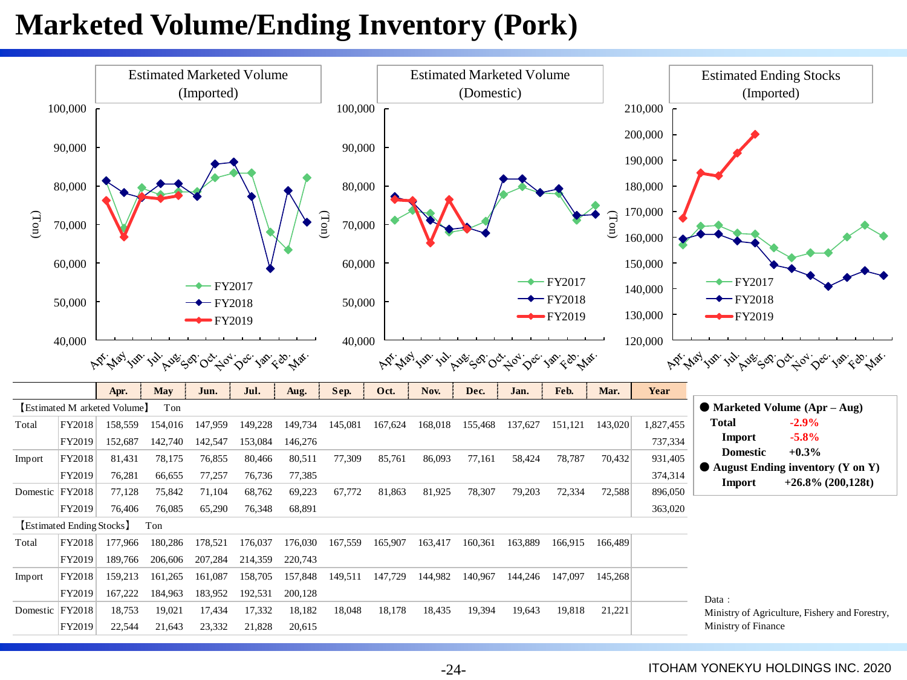# Marketed Volume/Ending Inventory (Pork)

Estimated Marketed Volume (Imported)

Estimated Marketed Volume (Domestic)

Estimated Ending Stocks (Imported)

| | | Apr. | May | Jun. | Jul. | Aug. | Sep. | Oct. | Nov. | Dec. | Jan. | Feb. | Mar. | Year |
|---|---|---|---|---|---|---|---|---|---|---|---|---|---|---|
| 【Estimated Marketed Volume】 Ton | | | | | | | | | | | | | | |
| Total | FY2018 | 158,559 | 154,016 | 147,959 | 149,228 | 149,734 | 145,081 | 167,624 | 168,018 | 155,468 | 137,627 | 151,121 | 143,020 | 1,827,455 |
| | FY2019 | 152,687 | 142,740 | 142,547 | 153,084 | 146,276 | | | | | | | | 737,334 |
| Import | FY2018 | 81,431 | 78,175 | 76,855 | 80,466 | 80,511 | 77,309 | 85,761 | 86,093 | 77,161 | 58,424 | 78,787 | 70,432 | 931,405 |
| | FY2019 | 76,281 | 66,655 | 77,257 | 76,736 | 77,385 | | | | | | | | 374,314 |
| Domestic | FY2018 | 77,128 | 75,842 | 71,104 | 68,762 | 69,223 | 67,772 | 81,863 | 81,925 | 78,307 | 79,203 | 72,334 | 72,588 | 896,050 |
| | FY2019 | 76,406 | 76,085 | 65,290 | 76,348 | 68,891 | | | | | | | | 363,020 |
| 【Estimated Ending Stocks】 Ton | | | | | | | | | | | | | | |
| Total | FY2018 | 177,966 | 180,286 | 178,521 | 176,037 | 176,030 | 167,559 | 165,907 | 163,417 | 160,361 | 163,889 | 166,915 | 166,489 | |
| | FY2019 | 189,766 | 206,606 | 207,284 | 214,359 | 220,743 | | | | | | | | |
| Import | FY2018 | 159,213 | 161,265 | 161,087 | 158,705 | 157,848 | 149,511 | 147,729 | 144,982 | 140,967 | 144,246 | 147,097 | 145,268 | |
| | FY2019 | 167,222 | 184,963 | 183,952 | 192,531 | 200,128 | | | | | | | | |
| Domestic | FY2018 | 18,753 | 19,021 | 17,434 | 17,332 | 18,182 | 18,048 | 18,178 | 18,435 | 19,394 | 19,643 | 19,818 | 21,221 | |
| | FY2019 | 22,544 | 21,643 | 23,332 | 21,828 | 20,615 | | | | | | | | |

- **Marketed Volume (Apr – Aug)**
  - **Total** **-2.9%**
  - **Import** **-5.8%**
  - **Domestic** **+0.3%**
- **August Ending inventory (Y on Y)**
  - **Import** **+26.8% (200,128t)**

Data：
Ministry of Agriculture, Fishery and Forestry, Ministry of Finance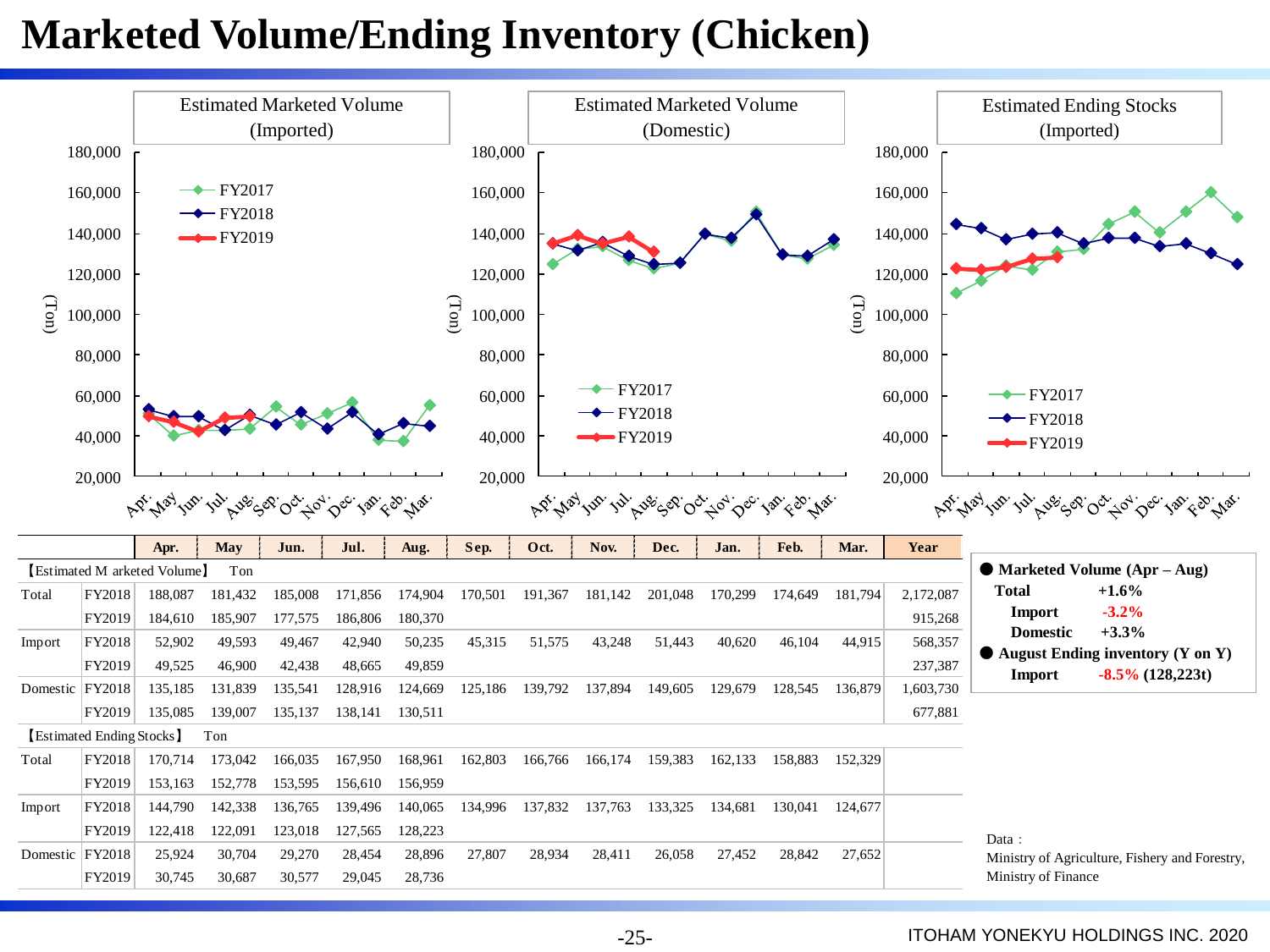# Marketed Volume/Ending Inventory (Chicken)

Estimated Marketed Volume (Imported)

Estimated Marketed Volume (Domestic)

Estimated Ending Stocks (Imported)

| | | Apr. | May | Jun. | Jul. | Aug. | Sep. | Oct. | Nov. | Dec. | Jan. | Feb. | Mar. | Year |
|---|---|---|---|---|---|---|---|---|---|---|---|---|---|---|
| 【Estimated Marketed Volume】 Ton | | | | | | | | | | | | | | |
| Total | FY2018 | 188,087 | 181,432 | 185,008 | 171,856 | 174,904 | 170,501 | 191,367 | 181,142 | 201,048 | 170,299 | 174,649 | 181,794 | 2,172,087 |
| | FY2019 | 184,610 | 185,907 | 177,575 | 186,806 | 180,370 | | | | | | | | 915,268 |
| Import | FY2018 | 52,902 | 49,593 | 49,467 | 42,940 | 50,235 | 45,315 | 51,575 | 43,248 | 51,443 | 40,620 | 46,104 | 44,915 | 568,357 |
| | FY2019 | 49,525 | 46,900 | 42,438 | 48,665 | 49,859 | | | | | | | | 237,387 |
| Domestic | FY2018 | 135,185 | 131,839 | 135,541 | 128,916 | 124,669 | 125,186 | 139,792 | 137,894 | 149,605 | 129,679 | 128,545 | 136,879 | 1,603,730 |
| | FY2019 | 135,085 | 139,007 | 135,137 | 138,141 | 130,511 | | | | | | | | 677,881 |
| 【Estimated Ending Stocks】 Ton | | | | | | | | | | | | | | |
| Total | FY2018 | 170,714 | 173,042 | 166,035 | 167,950 | 168,961 | 162,803 | 166,766 | 166,174 | 159,383 | 162,133 | 158,883 | 152,329 | |
| | FY2019 | 153,163 | 152,778 | 153,595 | 156,610 | 156,959 | | | | | | | | |
| Import | FY2018 | 144,790 | 142,338 | 136,765 | 139,496 | 140,065 | 134,996 | 137,832 | 137,763 | 133,325 | 134,681 | 130,041 | 124,677 | |
| | FY2019 | 122,418 | 122,091 | 123,018 | 127,565 | 128,223 | | | | | | | | |
| Domestic | FY2018 | 25,924 | 30,704 | 29,270 | 28,454 | 28,896 | 27,807 | 28,934 | 28,411 | 26,058 | 27,452 | 28,842 | 27,652 | |
| | FY2019 | 30,745 | 30,687 | 30,577 | 29,045 | 28,736 | | | | | | | | |

- **Marketed Volume (Apr – Aug)**
  - **Total** **+1.6%**
  - **Import** **-3.2%**
  - **Domestic** **+3.3%**
- **August Ending inventory (Y on Y)**
  - **Import** **-8.5% (128,223t)**

Data：
Ministry of Agriculture, Fishery and Forestry, Ministry of Finance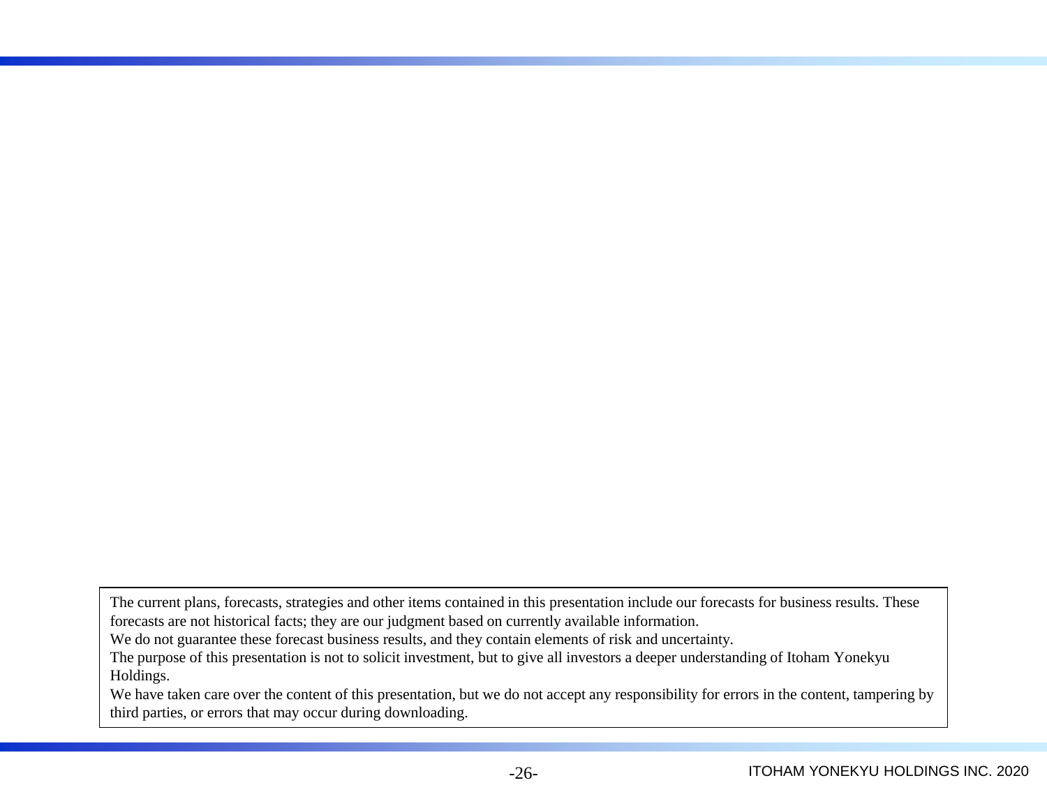The current plans, forecasts, strategies and other items contained in this presentation include our forecasts for business results. These forecasts are not historical facts; they are our judgment based on currently available information.
We do not guarantee these forecast business results, and they contain elements of risk and uncertainty.
The purpose of this presentation is not to solicit investment, but to give all investors a deeper understanding of Itoham Yonekyu Holdings.
We have taken care over the content of this presentation, but we do not accept any responsibility for errors in the content, tampering by third parties, or errors that may occur during downloading.